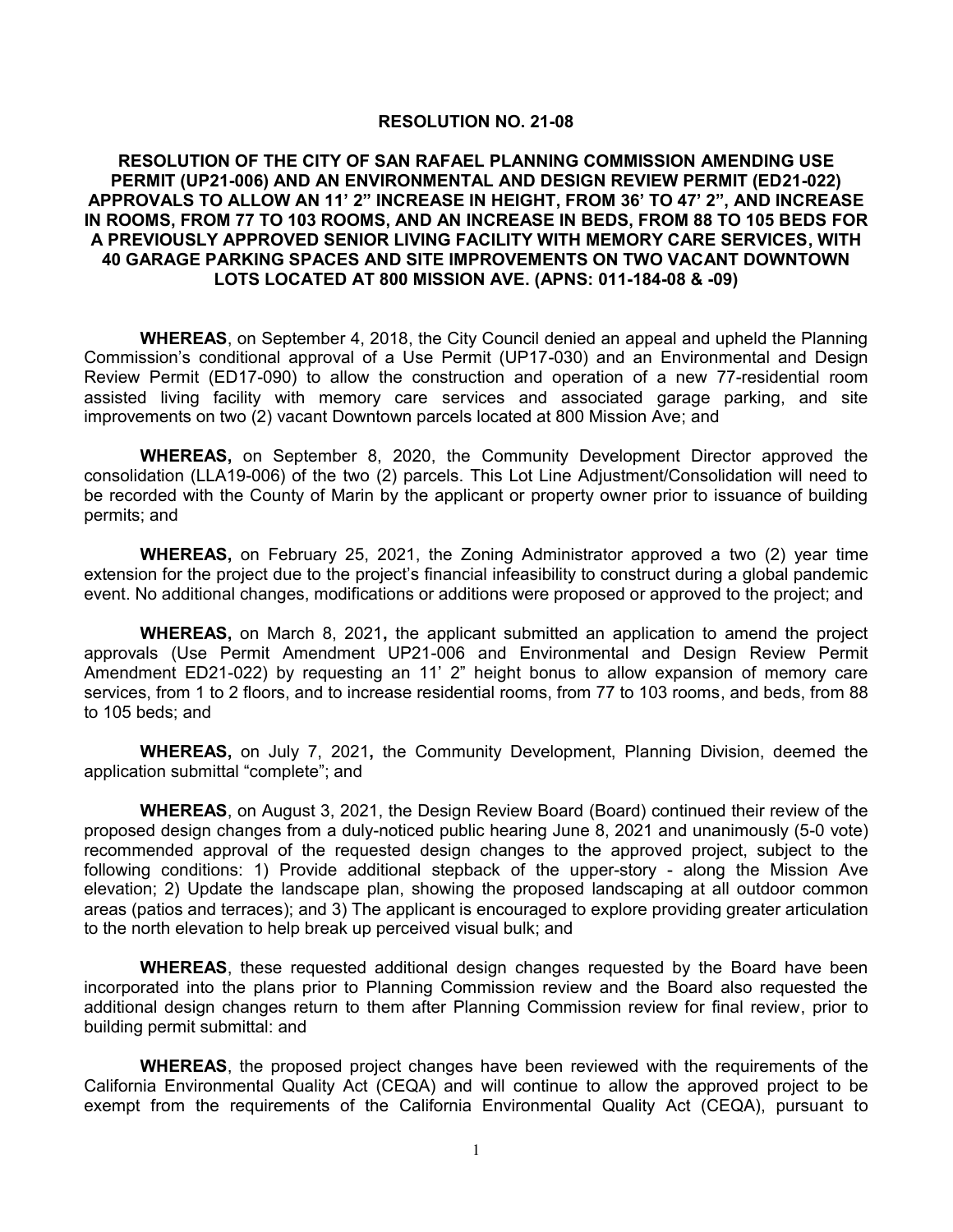# RESOLUTION NO. 21-08

## RESOLUTION OF THE CITY OF SAN RAFAEL PLANNING COMMISSION AMENDING USE PERMIT (UP21-006) AND AN ENVIRONMENTAL AND DESIGN REVIEW PERMIT (ED21-022) APPROVALS TO ALLOW AN 11' 2" INCREASE IN HEIGHT, FROM 36' TO 47' 2", AND INCREASE IN ROOMS, FROM 77 TO 103 ROOMS, AND AN INCREASE IN BEDS, FROM 88 TO 105 BEDS FOR A PREVIOUSLY APPROVED SENIOR LIVING FACILITY WITH MEMORY CARE SERVICES, WITH 40 GARAGE PARKING SPACES AND SITE IMPROVEMENTS ON TWO VACANT DOWNTOWN LOTS LOCATED AT 800 MISSION AVE. (APNS: 011-184-08 & -09)

**WHEREAS**, on September 4, 2018, the City Council denied an appeal and upheld the Planning Commission's conditional approval of a Use Permit (UP17-030) and an Environmental and Design Review Permit (ED17-090) to allow the construction and operation of a new 77-residential room assisted living facility with memory care services and associated garage parking, and site improvements on two (2) vacant Downtown parcels located at 800 Mission Ave; and

**WHEREAS,** on September 8, 2020, the Community Development Director approved the consolidation (LLA19-006) of the two (2) parcels. This Lot Line Adjustment/Consolidation will need to be recorded with the County of Marin by the applicant or property owner prior to issuance of building permits; and

**WHEREAS,** on February 25, 2021, the Zoning Administrator approved a two (2) year time extension for the project due to the project's financial infeasibility to construct during a global pandemic event. No additional changes, modifications or additions were proposed or approved to the project; and

**WHEREAS,** on March 8, 2021**,** the applicant submitted an application to amend the project approvals (Use Permit Amendment UP21-006 and Environmental and Design Review Permit Amendment ED21-022) by requesting an 11' 2" height bonus to allow expansion of memory care services, from 1 to 2 floors, and to increase residential rooms, from 77 to 103 rooms, and beds, from 88 to 105 beds; and

**WHEREAS,** on July 7, 2021**,** the Community Development, Planning Division, deemed the application submittal "complete"; and

**WHEREAS**, on August 3, 2021, the Design Review Board (Board) continued their review of the proposed design changes from a duly-noticed public hearing June 8, 2021 and unanimously (5-0 vote) recommended approval of the requested design changes to the approved project, subject to the following conditions: 1) Provide additional stepback of the upper-story - along the Mission Ave elevation; 2) Update the landscape plan, showing the proposed landscaping at all outdoor common areas (patios and terraces); and 3) The applicant is encouraged to explore providing greater articulation to the north elevation to help break up perceived visual bulk; and

**WHEREAS**, these requested additional design changes requested by the Board have been incorporated into the plans prior to Planning Commission review and the Board also requested the additional design changes return to them after Planning Commission review for final review, prior to building permit submittal: and

**WHEREAS**, the proposed project changes have been reviewed with the requirements of the California Environmental Quality Act (CEQA) and will continue to allow the approved project to be exempt from the requirements of the California Environmental Quality Act (CEQA), pursuant to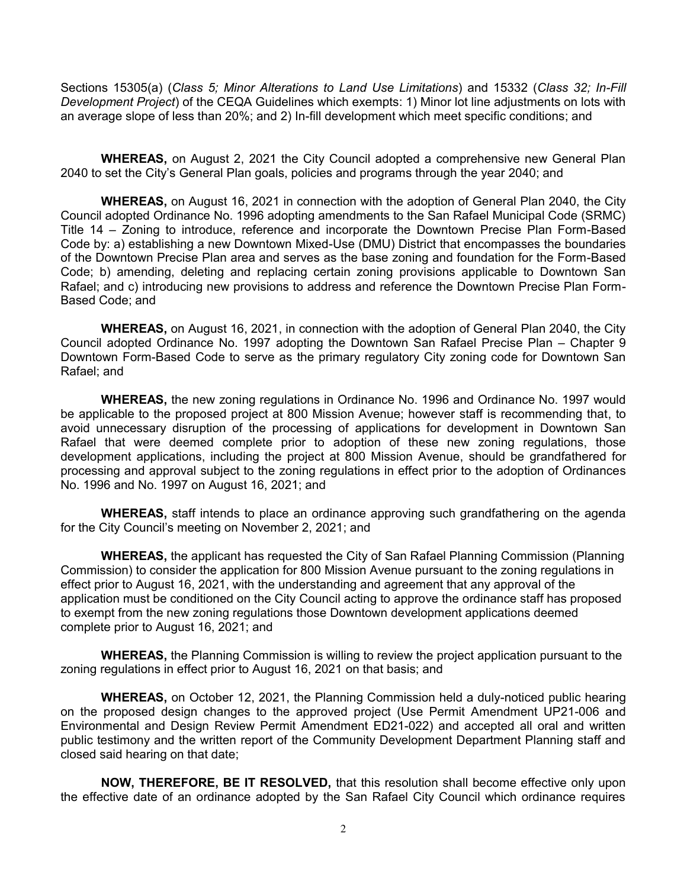Sections 15305(a) (*Class 5; Minor Alterations to Land Use Limitations*) and 15332 (*Class 32; In-Fill Development Project*) of the CEQA Guidelines which exempts: 1) Minor lot line adjustments on lots with an average slope of less than 20%; and 2) In-fill development which meet specific conditions; and

**WHEREAS,** on August 2, 2021 the City Council adopted a comprehensive new General Plan 2040 to set the City's General Plan goals, policies and programs through the year 2040; and

**WHEREAS,** on August 16, 2021 in connection with the adoption of General Plan 2040, the City Council adopted Ordinance No. 1996 adopting amendments to the San Rafael Municipal Code (SRMC) Title 14 – Zoning to introduce, reference and incorporate the Downtown Precise Plan Form-Based Code by: a) establishing a new Downtown Mixed-Use (DMU) District that encompasses the boundaries of the Downtown Precise Plan area and serves as the base zoning and foundation for the Form-Based Code; b) amending, deleting and replacing certain zoning provisions applicable to Downtown San Rafael; and c) introducing new provisions to address and reference the Downtown Precise Plan Form-Based Code; and

**WHEREAS,** on August 16, 2021, in connection with the adoption of General Plan 2040, the City Council adopted Ordinance No. 1997 adopting the Downtown San Rafael Precise Plan – Chapter 9 Downtown Form-Based Code to serve as the primary regulatory City zoning code for Downtown San Rafael; and

**WHEREAS,** the new zoning regulations in Ordinance No. 1996 and Ordinance No. 1997 would be applicable to the proposed project at 800 Mission Avenue; however staff is recommending that, to avoid unnecessary disruption of the processing of applications for development in Downtown San Rafael that were deemed complete prior to adoption of these new zoning regulations, those development applications, including the project at 800 Mission Avenue, should be grandfathered for processing and approval subject to the zoning regulations in effect prior to the adoption of Ordinances No. 1996 and No. 1997 on August 16, 2021; and

**WHEREAS,** staff intends to place an ordinance approving such grandfathering on the agenda for the City Council's meeting on November 2, 2021; and

**WHEREAS,** the applicant has requested the City of San Rafael Planning Commission (Planning Commission) to consider the application for 800 Mission Avenue pursuant to the zoning regulations in effect prior to August 16, 2021, with the understanding and agreement that any approval of the application must be conditioned on the City Council acting to approve the ordinance staff has proposed to exempt from the new zoning regulations those Downtown development applications deemed complete prior to August 16, 2021; and

**WHEREAS,** the Planning Commission is willing to review the project application pursuant to the zoning regulations in effect prior to August 16, 2021 on that basis; and

**WHEREAS,** on October 12, 2021, the Planning Commission held a duly-noticed public hearing on the proposed design changes to the approved project (Use Permit Amendment UP21-006 and Environmental and Design Review Permit Amendment ED21-022) and accepted all oral and written public testimony and the written report of the Community Development Department Planning staff and closed said hearing on that date;

**NOW, THEREFORE, BE IT RESOLVED,** that this resolution shall become effective only upon the effective date of an ordinance adopted by the San Rafael City Council which ordinance requires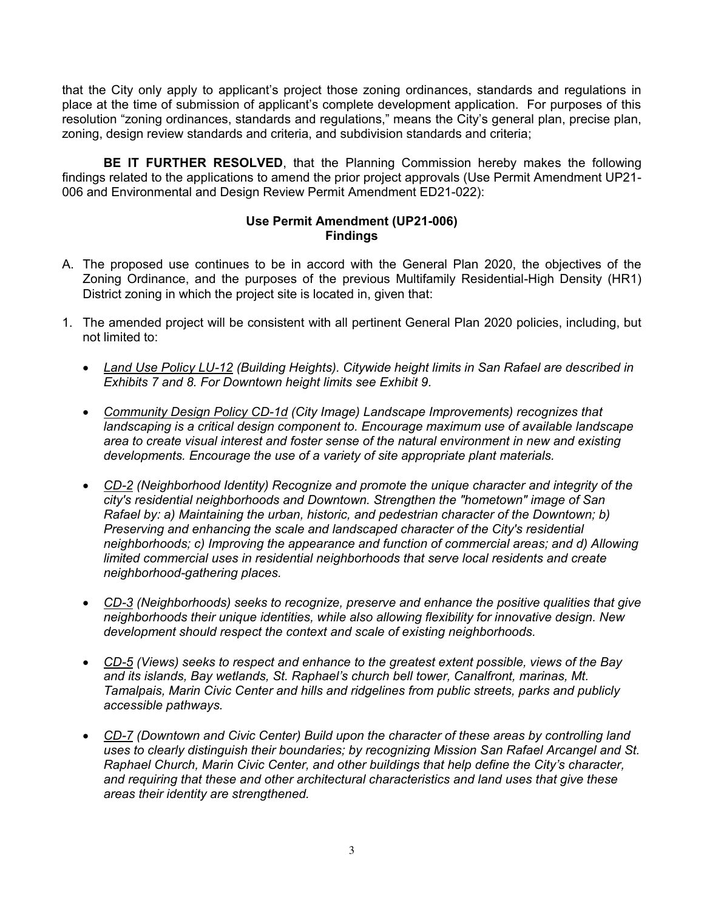that the City only apply to applicant's project those zoning ordinances, standards and regulations in place at the time of submission of applicant's complete development application. For purposes of this resolution "zoning ordinances, standards and regulations," means the City's general plan, precise plan, zoning, design review standards and criteria, and subdivision standards and criteria;

**BE IT FURTHER RESOLVED**, that the Planning Commission hereby makes the following findings related to the applications to amend the prior project approvals (Use Permit Amendment UP21-006 and Environmental and Design Review Permit Amendment ED21-022):

**Use Permit Amendment (UP21-006)**
**Findings**

A. The proposed use continues to be in accord with the General Plan 2020, the objectives of the Zoning Ordinance, and the purposes of the previous Multifamily Residential-High Density (HR1) District zoning in which the project site is located in, given that:

1. The amended project will be consistent with all pertinent General Plan 2020 policies, including, but not limited to:

   - *Land Use Policy LU-12 (Building Heights). Citywide height limits in San Rafael are described in Exhibits 7 and 8. For Downtown height limits see Exhibit 9.*

   - *Community Design Policy CD-1d (City Image) Landscape Improvements) recognizes that landscaping is a critical design component to. Encourage maximum use of available landscape area to create visual interest and foster sense of the natural environment in new and existing developments. Encourage the use of a variety of site appropriate plant materials.*

   - *CD-2 (Neighborhood Identity) Recognize and promote the unique character and integrity of the city's residential neighborhoods and Downtown. Strengthen the "hometown" image of San Rafael by: a) Maintaining the urban, historic, and pedestrian character of the Downtown; b) Preserving and enhancing the scale and landscaped character of the City's residential neighborhoods; c) Improving the appearance and function of commercial areas; and d) Allowing limited commercial uses in residential neighborhoods that serve local residents and create neighborhood-gathering places.*

   - *CD-3 (Neighborhoods) seeks to recognize, preserve and enhance the positive qualities that give neighborhoods their unique identities, while also allowing flexibility for innovative design. New development should respect the context and scale of existing neighborhoods.*

   - *CD-5 (Views) seeks to respect and enhance to the greatest extent possible, views of the Bay and its islands, Bay wetlands, St. Raphael's church bell tower, Canalfront, marinas, Mt. Tamalpais, Marin Civic Center and hills and ridgelines from public streets, parks and publicly accessible pathways.*

   - *CD-7 (Downtown and Civic Center) Build upon the character of these areas by controlling land uses to clearly distinguish their boundaries; by recognizing Mission San Rafael Arcangel and St. Raphael Church, Marin Civic Center, and other buildings that help define the City's character, and requiring that these and other architectural characteristics and land uses that give these areas their identity are strengthened.*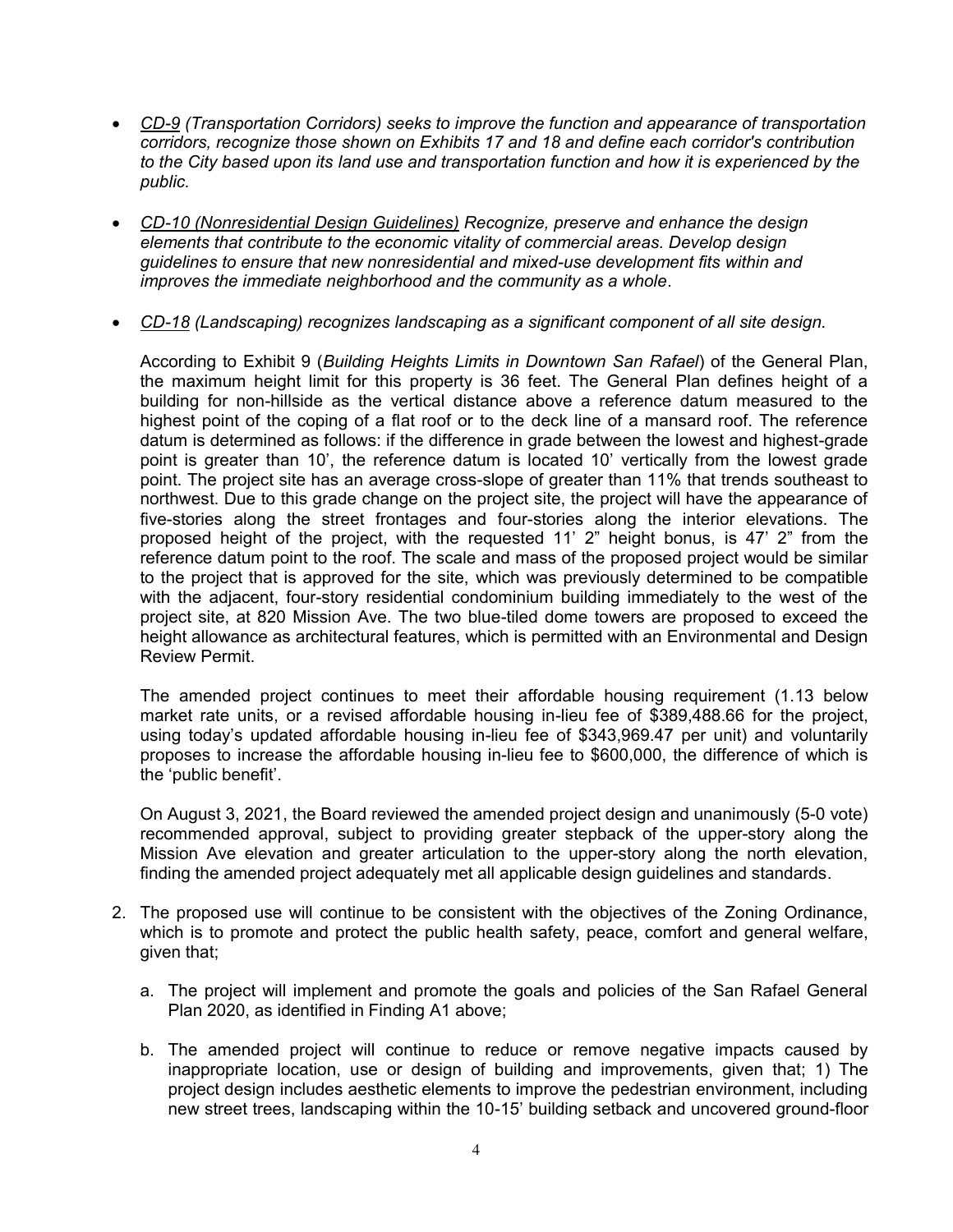- <u>CD-9</u> *(Transportation Corridors) seeks to improve the function and appearance of transportation corridors, recognize those shown on Exhibits 17 and 18 and define each corridor's contribution to the City based upon its land use and transportation function and how it is experienced by the public.*

- <u>*CD-10 (Nonresidential Design Guidelines)*</u> *Recognize, preserve and enhance the design elements that contribute to the economic vitality of commercial areas. Develop design guidelines to ensure that new nonresidential and mixed-use development fits within and improves the immediate neighborhood and the community as a whole*.

- <u>*CD-18*</u> *(Landscaping) recognizes landscaping as a significant component of all site design.*

  According to Exhibit 9 (*Building Heights Limits in Downtown San Rafael*) of the General Plan, the maximum height limit for this property is 36 feet. The General Plan defines height of a building for non-hillside as the vertical distance above a reference datum measured to the highest point of the coping of a flat roof or to the deck line of a mansard roof. The reference datum is determined as follows: if the difference in grade between the lowest and highest-grade point is greater than 10', the reference datum is located 10' vertically from the lowest grade point. The project site has an average cross-slope of greater than 11% that trends southeast to northwest. Due to this grade change on the project site, the project will have the appearance of five-stories along the street frontages and four-stories along the interior elevations. The proposed height of the project, with the requested 11' 2" height bonus, is 47' 2" from the reference datum point to the roof. The scale and mass of the proposed project would be similar to the project that is approved for the site, which was previously determined to be compatible with the adjacent, four-story residential condominium building immediately to the west of the project site, at 820 Mission Ave. The two blue-tiled dome towers are proposed to exceed the height allowance as architectural features, which is permitted with an Environmental and Design Review Permit.

  The amended project continues to meet their affordable housing requirement (1.13 below market rate units, or a revised affordable housing in-lieu fee of $389,488.66 for the project, using today's updated affordable housing in-lieu fee of $343,969.47 per unit) and voluntarily proposes to increase the affordable housing in-lieu fee to $600,000, the difference of which is the 'public benefit'.

  On August 3, 2021, the Board reviewed the amended project design and unanimously (5-0 vote) recommended approval, subject to providing greater stepback of the upper-story along the Mission Ave elevation and greater articulation to the upper-story along the north elevation, finding the amended project adequately met all applicable design guidelines and standards.

2. The proposed use will continue to be consistent with the objectives of the Zoning Ordinance, which is to promote and protect the public health safety, peace, comfort and general welfare, given that;

   a. The project will implement and promote the goals and policies of the San Rafael General Plan 2020, as identified in Finding A1 above;

   b. The amended project will continue to reduce or remove negative impacts caused by inappropriate location, use or design of building and improvements, given that; 1) The project design includes aesthetic elements to improve the pedestrian environment, including new street trees, landscaping within the 10-15' building setback and uncovered ground-floor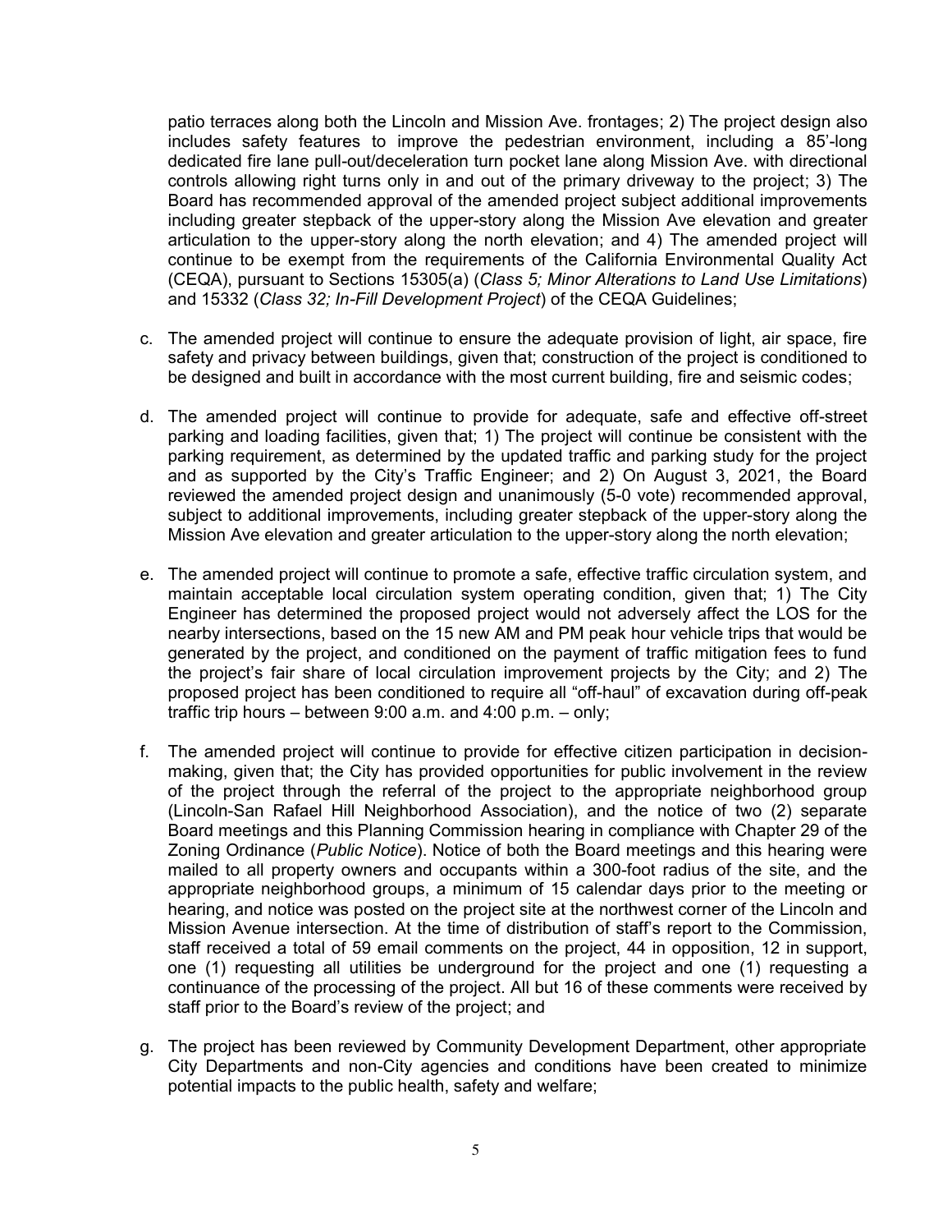patio terraces along both the Lincoln and Mission Ave. frontages; 2) The project design also includes safety features to improve the pedestrian environment, including a 85'-long dedicated fire lane pull-out/deceleration turn pocket lane along Mission Ave. with directional controls allowing right turns only in and out of the primary driveway to the project; 3) The Board has recommended approval of the amended project subject additional improvements including greater stepback of the upper-story along the Mission Ave elevation and greater articulation to the upper-story along the north elevation; and 4) The amended project will continue to be exempt from the requirements of the California Environmental Quality Act (CEQA), pursuant to Sections 15305(a) (*Class 5; Minor Alterations to Land Use Limitations*) and 15332 (*Class 32; In-Fill Development Project*) of the CEQA Guidelines;

c. The amended project will continue to ensure the adequate provision of light, air space, fire safety and privacy between buildings, given that; construction of the project is conditioned to be designed and built in accordance with the most current building, fire and seismic codes;

d. The amended project will continue to provide for adequate, safe and effective off-street parking and loading facilities, given that; 1) The project will continue be consistent with the parking requirement, as determined by the updated traffic and parking study for the project and as supported by the City's Traffic Engineer; and 2) On August 3, 2021, the Board reviewed the amended project design and unanimously (5-0 vote) recommended approval, subject to additional improvements, including greater stepback of the upper-story along the Mission Ave elevation and greater articulation to the upper-story along the north elevation;

e. The amended project will continue to promote a safe, effective traffic circulation system, and maintain acceptable local circulation system operating condition, given that; 1) The City Engineer has determined the proposed project would not adversely affect the LOS for the nearby intersections, based on the 15 new AM and PM peak hour vehicle trips that would be generated by the project, and conditioned on the payment of traffic mitigation fees to fund the project's fair share of local circulation improvement projects by the City; and 2) The proposed project has been conditioned to require all "off-haul" of excavation during off-peak traffic trip hours – between 9:00 a.m. and 4:00 p.m. – only;

f. The amended project will continue to provide for effective citizen participation in decision-making, given that; the City has provided opportunities for public involvement in the review of the project through the referral of the project to the appropriate neighborhood group (Lincoln-San Rafael Hill Neighborhood Association), and the notice of two (2) separate Board meetings and this Planning Commission hearing in compliance with Chapter 29 of the Zoning Ordinance (*Public Notice*). Notice of both the Board meetings and this hearing were mailed to all property owners and occupants within a 300-foot radius of the site, and the appropriate neighborhood groups, a minimum of 15 calendar days prior to the meeting or hearing, and notice was posted on the project site at the northwest corner of the Lincoln and Mission Avenue intersection. At the time of distribution of staff's report to the Commission, staff received a total of 59 email comments on the project, 44 in opposition, 12 in support, one (1) requesting all utilities be underground for the project and one (1) requesting a continuance of the processing of the project. All but 16 of these comments were received by staff prior to the Board's review of the project; and

g. The project has been reviewed by Community Development Department, other appropriate City Departments and non-City agencies and conditions have been created to minimize potential impacts to the public health, safety and welfare;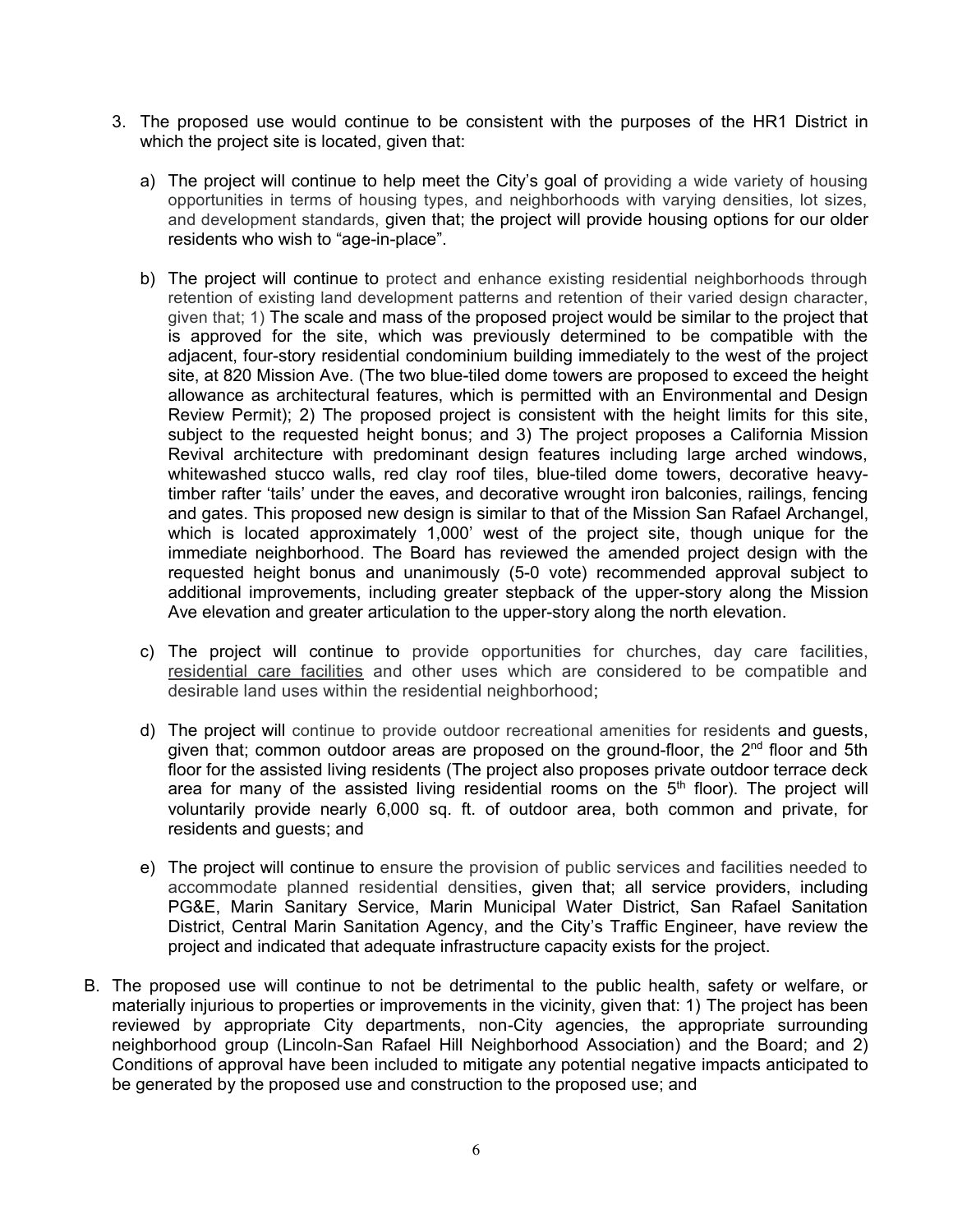3. The proposed use would continue to be consistent with the purposes of the HR1 District in which the project site is located, given that:

   a) The project will continue to help meet the City's goal of providing a wide variety of housing opportunities in terms of housing types, and neighborhoods with varying densities, lot sizes, and development standards, given that; the project will provide housing options for our older residents who wish to "age-in-place".

   b) The project will continue to protect and enhance existing residential neighborhoods through retention of existing land development patterns and retention of their varied design character, given that; 1) The scale and mass of the proposed project would be similar to the project that is approved for the site, which was previously determined to be compatible with the adjacent, four-story residential condominium building immediately to the west of the project site, at 820 Mission Ave. (The two blue-tiled dome towers are proposed to exceed the height allowance as architectural features, which is permitted with an Environmental and Design Review Permit); 2) The proposed project is consistent with the height limits for this site, subject to the requested height bonus; and 3) The project proposes a California Mission Revival architecture with predominant design features including large arched windows, whitewashed stucco walls, red clay roof tiles, blue-tiled dome towers, decorative heavy-timber rafter 'tails' under the eaves, and decorative wrought iron balconies, railings, fencing and gates. This proposed new design is similar to that of the Mission San Rafael Archangel, which is located approximately 1,000' west of the project site, though unique for the immediate neighborhood. The Board has reviewed the amended project design with the requested height bonus and unanimously (5-0 vote) recommended approval subject to additional improvements, including greater stepback of the upper-story along the Mission Ave elevation and greater articulation to the upper-story along the north elevation.

   c) The project will continue to provide opportunities for churches, day care facilities, residential care facilities and other uses which are considered to be compatible and desirable land uses within the residential neighborhood;

   d) The project will continue to provide outdoor recreational amenities for residents and guests, given that; common outdoor areas are proposed on the ground-floor, the 2nd floor and 5th floor for the assisted living residents (The project also proposes private outdoor terrace deck area for many of the assisted living residential rooms on the 5th floor). The project will voluntarily provide nearly 6,000 sq. ft. of outdoor area, both common and private, for residents and guests; and

   e) The project will continue to ensure the provision of public services and facilities needed to accommodate planned residential densities, given that; all service providers, including PG&E, Marin Sanitary Service, Marin Municipal Water District, San Rafael Sanitation District, Central Marin Sanitation Agency, and the City's Traffic Engineer, have review the project and indicated that adequate infrastructure capacity exists for the project.

B. The proposed use will continue to not be detrimental to the public health, safety or welfare, or materially injurious to properties or improvements in the vicinity, given that: 1) The project has been reviewed by appropriate City departments, non-City agencies, the appropriate surrounding neighborhood group (Lincoln-San Rafael Hill Neighborhood Association) and the Board; and 2) Conditions of approval have been included to mitigate any potential negative impacts anticipated to be generated by the proposed use and construction to the proposed use; and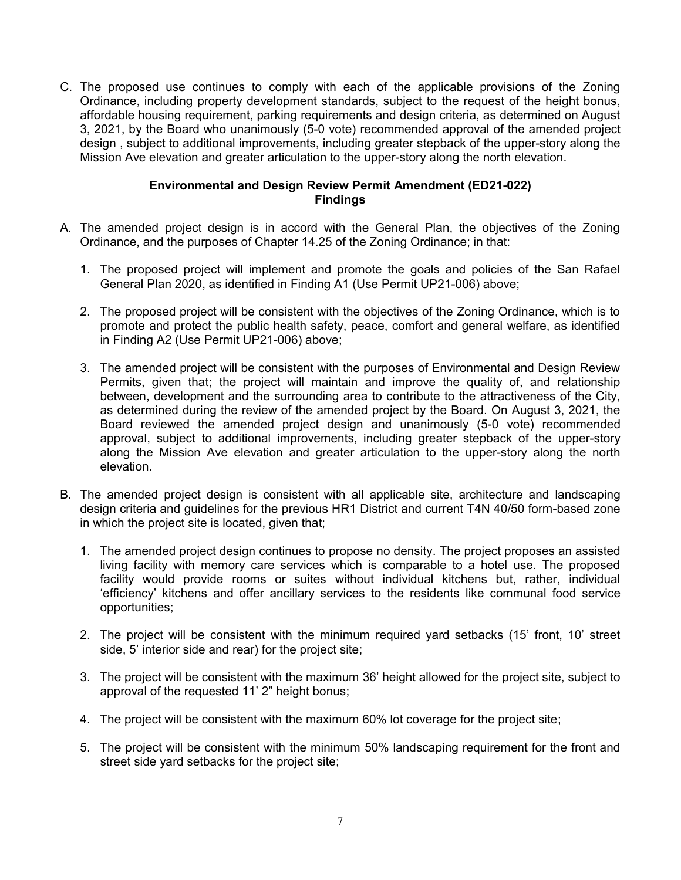C. The proposed use continues to comply with each of the applicable provisions of the Zoning Ordinance, including property development standards, subject to the request of the height bonus, affordable housing requirement, parking requirements and design criteria, as determined on August 3, 2021, by the Board who unanimously (5-0 vote) recommended approval of the amended project design , subject to additional improvements, including greater stepback of the upper-story along the Mission Ave elevation and greater articulation to the upper-story along the north elevation.

**Environmental and Design Review Permit Amendment (ED21-022)**
**Findings**

A. The amended project design is in accord with the General Plan, the objectives of the Zoning Ordinance, and the purposes of Chapter 14.25 of the Zoning Ordinance; in that:

   1. The proposed project will implement and promote the goals and policies of the San Rafael General Plan 2020, as identified in Finding A1 (Use Permit UP21-006) above;

   2. The proposed project will be consistent with the objectives of the Zoning Ordinance, which is to promote and protect the public health safety, peace, comfort and general welfare, as identified in Finding A2 (Use Permit UP21-006) above;

   3. The amended project will be consistent with the purposes of Environmental and Design Review Permits, given that; the project will maintain and improve the quality of, and relationship between, development and the surrounding area to contribute to the attractiveness of the City, as determined during the review of the amended project by the Board. On August 3, 2021, the Board reviewed the amended project design and unanimously (5-0 vote) recommended approval, subject to additional improvements, including greater stepback of the upper-story along the Mission Ave elevation and greater articulation to the upper-story along the north elevation.

B. The amended project design is consistent with all applicable site, architecture and landscaping design criteria and guidelines for the previous HR1 District and current T4N 40/50 form-based zone in which the project site is located, given that;

   1. The amended project design continues to propose no density. The project proposes an assisted living facility with memory care services which is comparable to a hotel use. The proposed facility would provide rooms or suites without individual kitchens but, rather, individual 'efficiency' kitchens and offer ancillary services to the residents like communal food service opportunities;

   2. The project will be consistent with the minimum required yard setbacks (15' front, 10' street side, 5' interior side and rear) for the project site;

   3. The project will be consistent with the maximum 36' height allowed for the project site, subject to approval of the requested 11' 2" height bonus;

   4. The project will be consistent with the maximum 60% lot coverage for the project site;

   5. The project will be consistent with the minimum 50% landscaping requirement for the front and street side yard setbacks for the project site;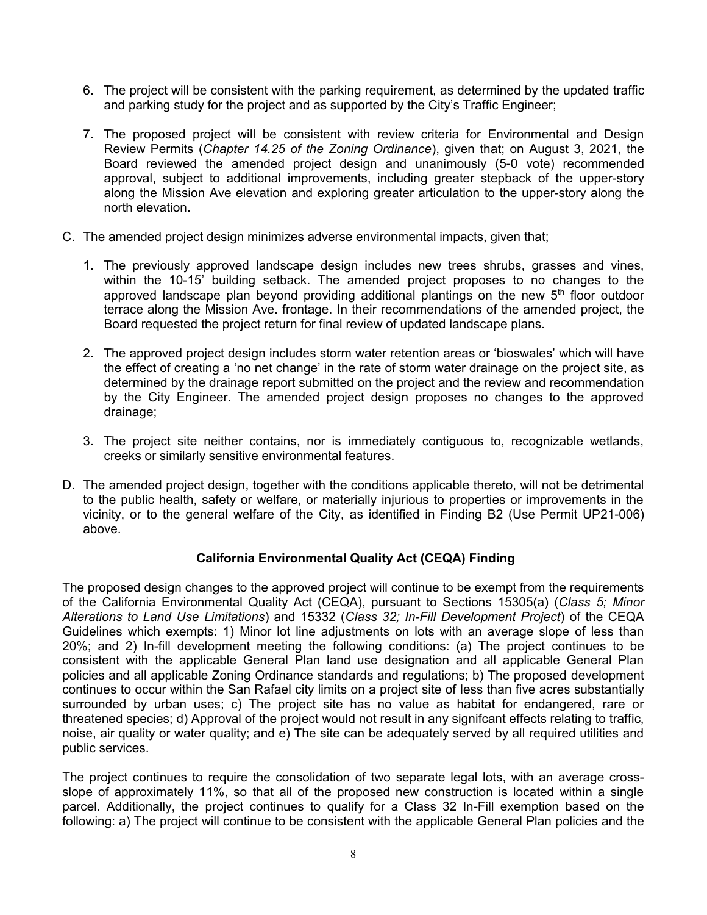6. The project will be consistent with the parking requirement, as determined by the updated traffic and parking study for the project and as supported by the City's Traffic Engineer;

7. The proposed project will be consistent with review criteria for Environmental and Design Review Permits (*Chapter 14.25 of the Zoning Ordinance*), given that; on August 3, 2021, the Board reviewed the amended project design and unanimously (5-0 vote) recommended approval, subject to additional improvements, including greater stepback of the upper-story along the Mission Ave elevation and exploring greater articulation to the upper-story along the north elevation.

C. The amended project design minimizes adverse environmental impacts, given that;

   1. The previously approved landscape design includes new trees shrubs, grasses and vines, within the 10-15' building setback. The amended project proposes to no changes to the approved landscape plan beyond providing additional plantings on the new 5th floor outdoor terrace along the Mission Ave. frontage. In their recommendations of the amended project, the Board requested the project return for final review of updated landscape plans.

   2. The approved project design includes storm water retention areas or 'bioswales' which will have the effect of creating a 'no net change' in the rate of storm water drainage on the project site, as determined by the drainage report submitted on the project and the review and recommendation by the City Engineer. The amended project design proposes no changes to the approved drainage;

   3. The project site neither contains, nor is immediately contiguous to, recognizable wetlands, creeks or similarly sensitive environmental features.

D. The amended project design, together with the conditions applicable thereto, will not be detrimental to the public health, safety or welfare, or materially injurious to properties or improvements in the vicinity, or to the general welfare of the City, as identified in Finding B2 (Use Permit UP21-006) above.

### California Environmental Quality Act (CEQA) Finding

The proposed design changes to the approved project will continue to be exempt from the requirements of the California Environmental Quality Act (CEQA), pursuant to Sections 15305(a) (*Class 5; Minor Alterations to Land Use Limitations*) and 15332 (*Class 32; In-Fill Development Project*) of the CEQA Guidelines which exempts: 1) Minor lot line adjustments on lots with an average slope of less than 20%; and 2) In-fill development meeting the following conditions: (a) The project continues to be consistent with the applicable General Plan land use designation and all applicable General Plan policies and all applicable Zoning Ordinance standards and regulations; b) The proposed development continues to occur within the San Rafael city limits on a project site of less than five acres substantially surrounded by urban uses; c) The project site has no value as habitat for endangered, rare or threatened species; d) Approval of the project would not result in any signifcant effects relating to traffic, noise, air quality or water quality; and e) The site can be adequately served by all required utilities and public services.

The project continues to require the consolidation of two separate legal lots, with an average cross-slope of approximately 11%, so that all of the proposed new construction is located within a single parcel. Additionally, the project continues to qualify for a Class 32 In-Fill exemption based on the following: a) The project will continue to be consistent with the applicable General Plan policies and the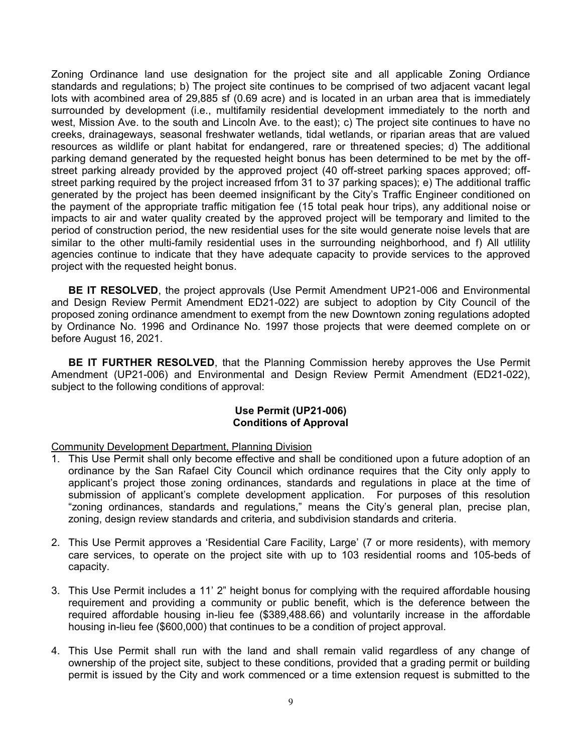Zoning Ordinance land use designation for the project site and all applicable Zoning Ordiance standards and regulations; b) The project site continues to be comprised of two adjacent vacant legal lots with acombined area of 29,885 sf (0.69 acre) and is located in an urban area that is immediately surrounded by development (i.e., multifamily residential development immediately to the north and west, Mission Ave. to the south and Lincoln Ave. to the east); c) The project site continues to have no creeks, drainageways, seasonal freshwater wetlands, tidal wetlands, or riparian areas that are valued resources as wildlife or plant habitat for endangered, rare or threatened species; d) The additional parking demand generated by the requested height bonus has been determined to be met by the off-street parking already provided by the approved project (40 off-street parking spaces approved; off-street parking required by the project increased frfom 31 to 37 parking spaces); e) The additional traffic generated by the project has been deemed insignificant by the City's Traffic Engineer conditioned on the payment of the appropriate traffic mitigation fee (15 total peak hour trips), any additional noise or impacts to air and water quality created by the approved project will be temporary and limited to the period of construction period, the new residential uses for the site would generate noise levels that are similar to the other multi-family residential uses in the surrounding neighborhood, and f) All utlility agencies continue to indicate that they have adequate capacity to provide services to the approved project with the requested height bonus.

**BE IT RESOLVED**, the project approvals (Use Permit Amendment UP21-006 and Environmental and Design Review Permit Amendment ED21-022) are subject to adoption by City Council of the proposed zoning ordinance amendment to exempt from the new Downtown zoning regulations adopted by Ordinance No. 1996 and Ordinance No. 1997 those projects that were deemed complete on or before August 16, 2021.

**BE IT FURTHER RESOLVED**, that the Planning Commission hereby approves the Use Permit Amendment (UP21-006) and Environmental and Design Review Permit Amendment (ED21-022), subject to the following conditions of approval:

**Use Permit (UP21-006)**
**Conditions of Approval**

Community Development Department, Planning Division

1. This Use Permit shall only become effective and shall be conditioned upon a future adoption of an ordinance by the San Rafael City Council which ordinance requires that the City only apply to applicant's project those zoning ordinances, standards and regulations in place at the time of submission of applicant's complete development application. For purposes of this resolution "zoning ordinances, standards and regulations," means the City's general plan, precise plan, zoning, design review standards and criteria, and subdivision standards and criteria.

2. This Use Permit approves a 'Residential Care Facility, Large' (7 or more residents), with memory care services, to operate on the project site with up to 103 residential rooms and 105-beds of capacity.

3. This Use Permit includes a 11' 2" height bonus for complying with the required affordable housing requirement and providing a community or public benefit, which is the deference between the required affordable housing in-lieu fee ($389,488.66) and voluntarily increase in the affordable housing in-lieu fee ($600,000) that continues to be a condition of project approval.

4. This Use Permit shall run with the land and shall remain valid regardless of any change of ownership of the project site, subject to these conditions, provided that a grading permit or building permit is issued by the City and work commenced or a time extension request is submitted to the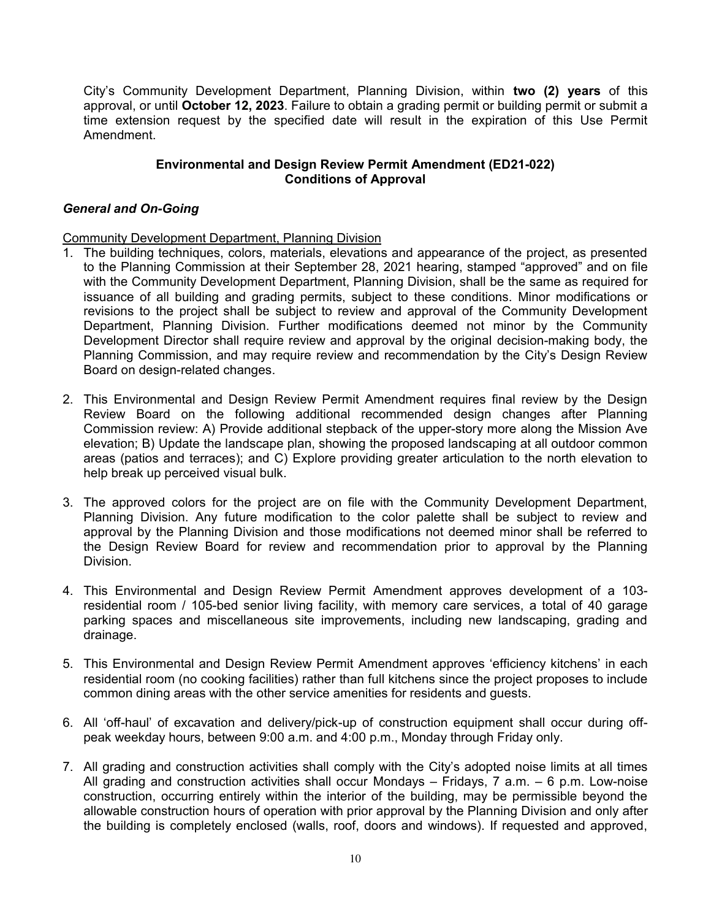City's Community Development Department, Planning Division, within **two (2) years** of this approval, or until **October 12, 2023**. Failure to obtain a grading permit or building permit or submit a time extension request by the specified date will result in the expiration of this Use Permit Amendment.

**Environmental and Design Review Permit Amendment (ED21-022)**
**Conditions of Approval**

***General and On-Going***

Community Development Department, Planning Division

1. The building techniques, colors, materials, elevations and appearance of the project, as presented to the Planning Commission at their September 28, 2021 hearing, stamped "approved" and on file with the Community Development Department, Planning Division, shall be the same as required for issuance of all building and grading permits, subject to these conditions. Minor modifications or revisions to the project shall be subject to review and approval of the Community Development Department, Planning Division. Further modifications deemed not minor by the Community Development Director shall require review and approval by the original decision-making body, the Planning Commission, and may require review and recommendation by the City's Design Review Board on design-related changes.

2. This Environmental and Design Review Permit Amendment requires final review by the Design Review Board on the following additional recommended design changes after Planning Commission review: A) Provide additional stepback of the upper-story more along the Mission Ave elevation; B) Update the landscape plan, showing the proposed landscaping at all outdoor common areas (patios and terraces); and C) Explore providing greater articulation to the north elevation to help break up perceived visual bulk.

3. The approved colors for the project are on file with the Community Development Department, Planning Division. Any future modification to the color palette shall be subject to review and approval by the Planning Division and those modifications not deemed minor shall be referred to the Design Review Board for review and recommendation prior to approval by the Planning Division.

4. This Environmental and Design Review Permit Amendment approves development of a 103-residential room / 105-bed senior living facility, with memory care services, a total of 40 garage parking spaces and miscellaneous site improvements, including new landscaping, grading and drainage.

5. This Environmental and Design Review Permit Amendment approves 'efficiency kitchens' in each residential room (no cooking facilities) rather than full kitchens since the project proposes to include common dining areas with the other service amenities for residents and guests.

6. All 'off-haul' of excavation and delivery/pick-up of construction equipment shall occur during off-peak weekday hours, between 9:00 a.m. and 4:00 p.m., Monday through Friday only.

7. All grading and construction activities shall comply with the City's adopted noise limits at all times All grading and construction activities shall occur Mondays – Fridays, 7 a.m. – 6 p.m. Low-noise construction, occurring entirely within the interior of the building, may be permissible beyond the allowable construction hours of operation with prior approval by the Planning Division and only after the building is completely enclosed (walls, roof, doors and windows). If requested and approved,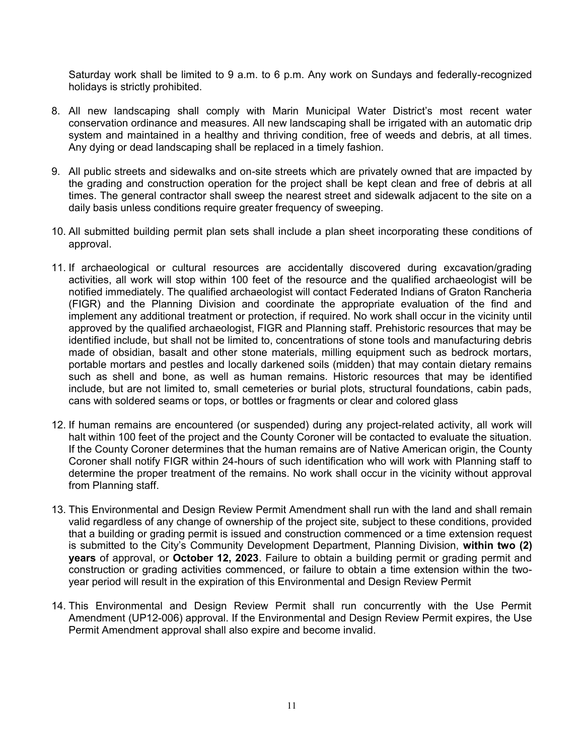Saturday work shall be limited to 9 a.m. to 6 p.m. Any work on Sundays and federally-recognized holidays is strictly prohibited.

8. All new landscaping shall comply with Marin Municipal Water District's most recent water conservation ordinance and measures. All new landscaping shall be irrigated with an automatic drip system and maintained in a healthy and thriving condition, free of weeds and debris, at all times. Any dying or dead landscaping shall be replaced in a timely fashion.

9. All public streets and sidewalks and on-site streets which are privately owned that are impacted by the grading and construction operation for the project shall be kept clean and free of debris at all times. The general contractor shall sweep the nearest street and sidewalk adjacent to the site on a daily basis unless conditions require greater frequency of sweeping.

10. All submitted building permit plan sets shall include a plan sheet incorporating these conditions of approval.

11. If archaeological or cultural resources are accidentally discovered during excavation/grading activities, all work will stop within 100 feet of the resource and the qualified archaeologist will be notified immediately. The qualified archaeologist will contact Federated Indians of Graton Rancheria (FIGR) and the Planning Division and coordinate the appropriate evaluation of the find and implement any additional treatment or protection, if required. No work shall occur in the vicinity until approved by the qualified archaeologist, FIGR and Planning staff. Prehistoric resources that may be identified include, but shall not be limited to, concentrations of stone tools and manufacturing debris made of obsidian, basalt and other stone materials, milling equipment such as bedrock mortars, portable mortars and pestles and locally darkened soils (midden) that may contain dietary remains such as shell and bone, as well as human remains. Historic resources that may be identified include, but are not limited to, small cemeteries or burial plots, structural foundations, cabin pads, cans with soldered seams or tops, or bottles or fragments or clear and colored glass

12. If human remains are encountered (or suspended) during any project-related activity, all work will halt within 100 feet of the project and the County Coroner will be contacted to evaluate the situation. If the County Coroner determines that the human remains are of Native American origin, the County Coroner shall notify FIGR within 24-hours of such identification who will work with Planning staff to determine the proper treatment of the remains. No work shall occur in the vicinity without approval from Planning staff.

13. This Environmental and Design Review Permit Amendment shall run with the land and shall remain valid regardless of any change of ownership of the project site, subject to these conditions, provided that a building or grading permit is issued and construction commenced or a time extension request is submitted to the City's Community Development Department, Planning Division, **within two (2) years** of approval, or **October 12, 2023**. Failure to obtain a building permit or grading permit and construction or grading activities commenced, or failure to obtain a time extension within the two-year period will result in the expiration of this Environmental and Design Review Permit

14. This Environmental and Design Review Permit shall run concurrently with the Use Permit Amendment (UP12-006) approval. If the Environmental and Design Review Permit expires, the Use Permit Amendment approval shall also expire and become invalid.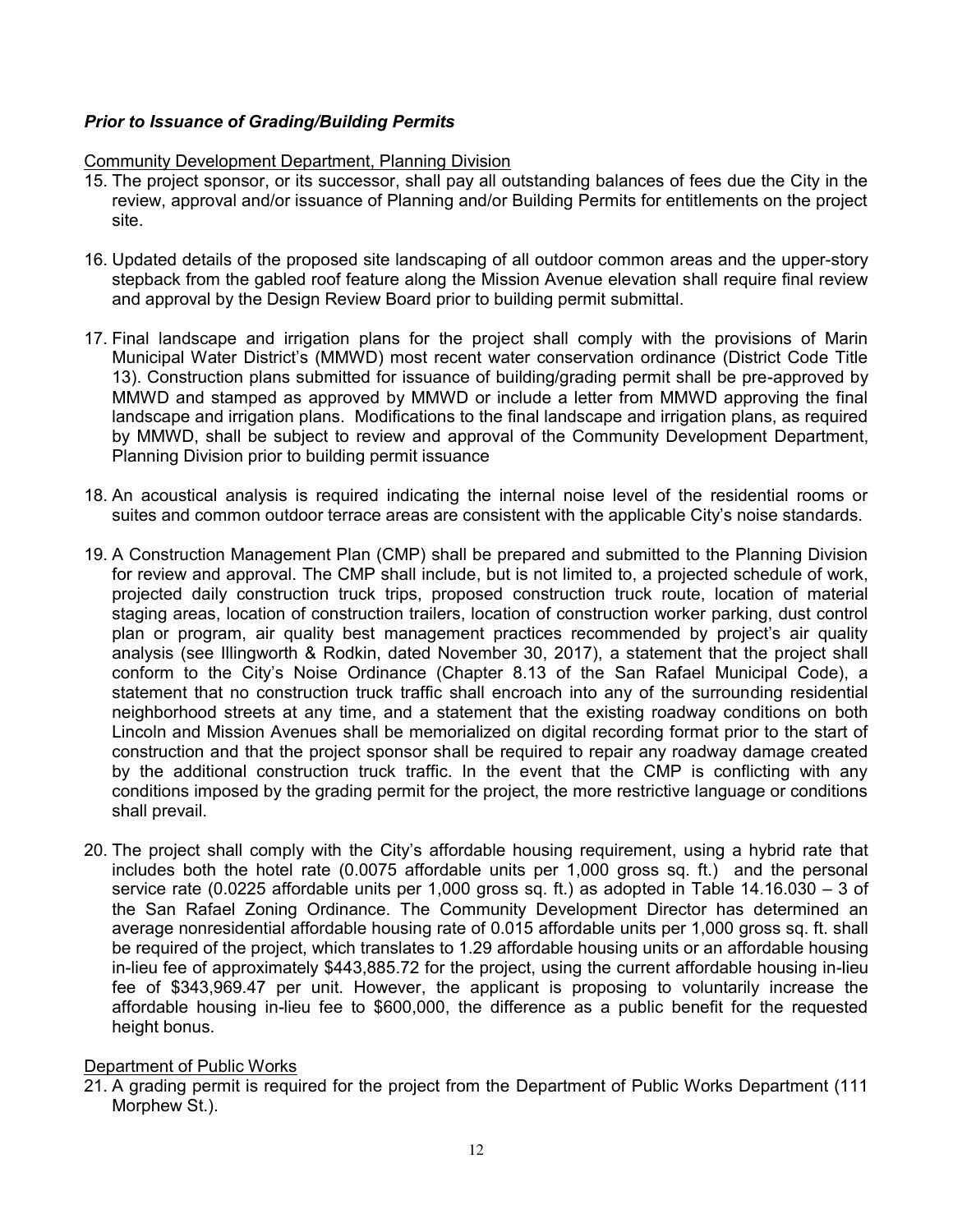### ***Prior to Issuance of Grading/Building Permits***

<u>Community Development Department, Planning Division</u>

15. The project sponsor, or its successor, shall pay all outstanding balances of fees due the City in the review, approval and/or issuance of Planning and/or Building Permits for entitlements on the project site.

16. Updated details of the proposed site landscaping of all outdoor common areas and the upper-story stepback from the gabled roof feature along the Mission Avenue elevation shall require final review and approval by the Design Review Board prior to building permit submittal.

17. Final landscape and irrigation plans for the project shall comply with the provisions of Marin Municipal Water District's (MMWD) most recent water conservation ordinance (District Code Title 13). Construction plans submitted for issuance of building/grading permit shall be pre-approved by MMWD and stamped as approved by MMWD or include a letter from MMWD approving the final landscape and irrigation plans. Modifications to the final landscape and irrigation plans, as required by MMWD, shall be subject to review and approval of the Community Development Department, Planning Division prior to building permit issuance

18. An acoustical analysis is required indicating the internal noise level of the residential rooms or suites and common outdoor terrace areas are consistent with the applicable City's noise standards.

19. A Construction Management Plan (CMP) shall be prepared and submitted to the Planning Division for review and approval. The CMP shall include, but is not limited to, a projected schedule of work, projected daily construction truck trips, proposed construction truck route, location of material staging areas, location of construction trailers, location of construction worker parking, dust control plan or program, air quality best management practices recommended by project's air quality analysis (see Illingworth & Rodkin, dated November 30, 2017), a statement that the project shall conform to the City's Noise Ordinance (Chapter 8.13 of the San Rafael Municipal Code), a statement that no construction truck traffic shall encroach into any of the surrounding residential neighborhood streets at any time, and a statement that the existing roadway conditions on both Lincoln and Mission Avenues shall be memorialized on digital recording format prior to the start of construction and that the project sponsor shall be required to repair any roadway damage created by the additional construction truck traffic. In the event that the CMP is conflicting with any conditions imposed by the grading permit for the project, the more restrictive language or conditions shall prevail.

20. The project shall comply with the City's affordable housing requirement, using a hybrid rate that includes both the hotel rate (0.0075 affordable units per 1,000 gross sq. ft.) and the personal service rate (0.0225 affordable units per 1,000 gross sq. ft.) as adopted in Table 14.16.030 – 3 of the San Rafael Zoning Ordinance. The Community Development Director has determined an average nonresidential affordable housing rate of 0.015 affordable units per 1,000 gross sq. ft. shall be required of the project, which translates to 1.29 affordable housing units or an affordable housing in-lieu fee of approximately $443,885.72 for the project, using the current affordable housing in-lieu fee of $343,969.47 per unit. However, the applicant is proposing to voluntarily increase the affordable housing in-lieu fee to $600,000, the difference as a public benefit for the requested height bonus.

<u>Department of Public Works</u>

21. A grading permit is required for the project from the Department of Public Works Department (111 Morphew St.).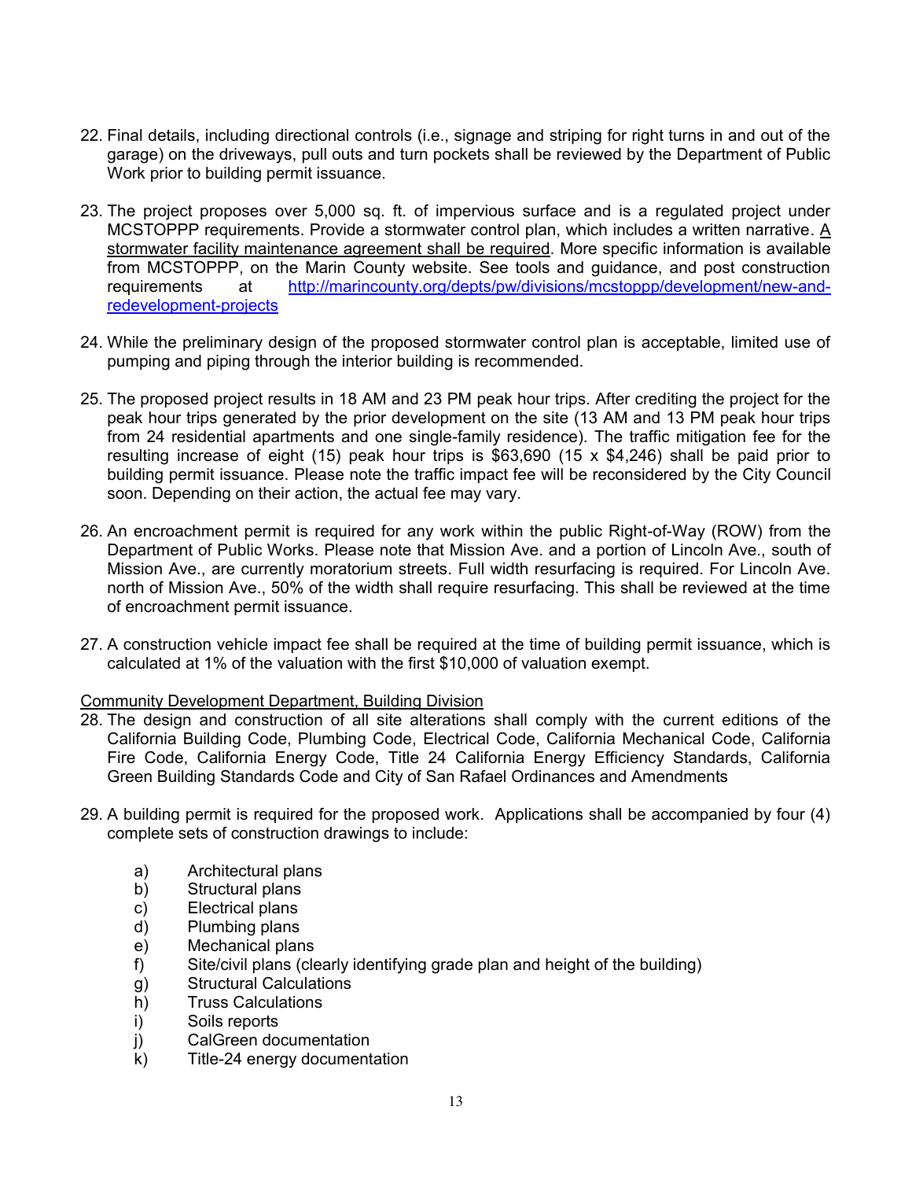22. Final details, including directional controls (i.e., signage and striping for right turns in and out of the garage) on the driveways, pull outs and turn pockets shall be reviewed by the Department of Public Work prior to building permit issuance.

23. The project proposes over 5,000 sq. ft. of impervious surface and is a regulated project under MCSTOPPP requirements. Provide a stormwater control plan, which includes a written narrative. A stormwater facility maintenance agreement shall be required. More specific information is available from MCSTOPPP, on the Marin County website. See tools and guidance, and post construction requirements at http://marincounty.org/depts/pw/divisions/mcstoppp/development/new-and-redevelopment-projects

24. While the preliminary design of the proposed stormwater control plan is acceptable, limited use of pumping and piping through the interior building is recommended.

25. The proposed project results in 18 AM and 23 PM peak hour trips. After crediting the project for the peak hour trips generated by the prior development on the site (13 AM and 13 PM peak hour trips from 24 residential apartments and one single-family residence). The traffic mitigation fee for the resulting increase of eight (15) peak hour trips is $63,690 (15 x $4,246) shall be paid prior to building permit issuance. Please note the traffic impact fee will be reconsidered by the City Council soon. Depending on their action, the actual fee may vary.

26. An encroachment permit is required for any work within the public Right-of-Way (ROW) from the Department of Public Works. Please note that Mission Ave. and a portion of Lincoln Ave., south of Mission Ave., are currently moratorium streets. Full width resurfacing is required. For Lincoln Ave. north of Mission Ave., 50% of the width shall require resurfacing. This shall be reviewed at the time of encroachment permit issuance.

27. A construction vehicle impact fee shall be required at the time of building permit issuance, which is calculated at 1% of the valuation with the first $10,000 of valuation exempt.

Community Development Department, Building Division

28. The design and construction of all site alterations shall comply with the current editions of the California Building Code, Plumbing Code, Electrical Code, California Mechanical Code, California Fire Code, California Energy Code, Title 24 California Energy Efficiency Standards, California Green Building Standards Code and City of San Rafael Ordinances and Amendments

29. A building permit is required for the proposed work. Applications shall be accompanied by four (4) complete sets of construction drawings to include:

    a) Architectural plans
    b) Structural plans
    c) Electrical plans
    d) Plumbing plans
    e) Mechanical plans
    f) Site/civil plans (clearly identifying grade plan and height of the building)
    g) Structural Calculations
    h) Truss Calculations
    i) Soils reports
    j) CalGreen documentation
    k) Title-24 energy documentation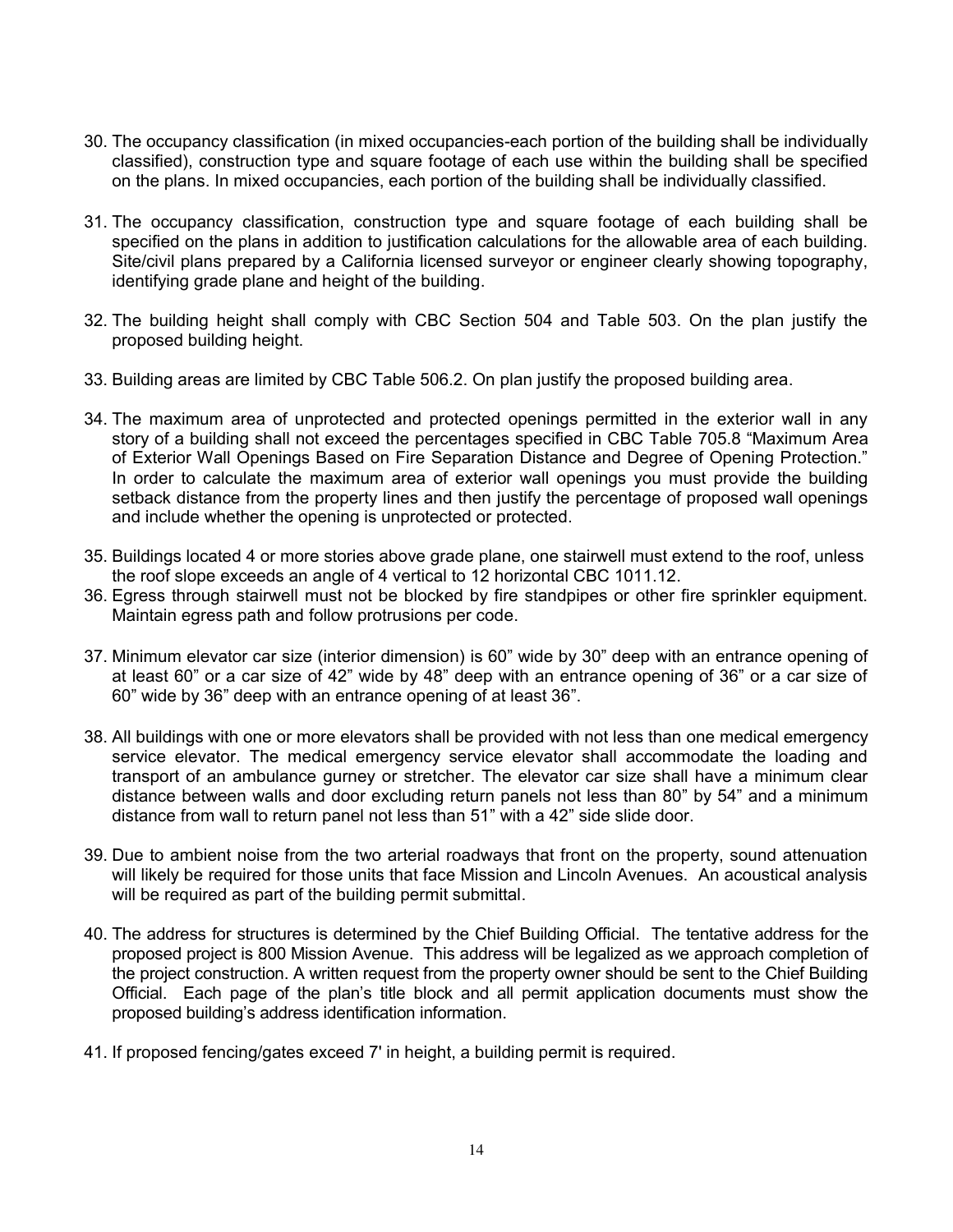30. The occupancy classification (in mixed occupancies-each portion of the building shall be individually classified), construction type and square footage of each use within the building shall be specified on the plans. In mixed occupancies, each portion of the building shall be individually classified.

31. The occupancy classification, construction type and square footage of each building shall be specified on the plans in addition to justification calculations for the allowable area of each building. Site/civil plans prepared by a California licensed surveyor or engineer clearly showing topography, identifying grade plane and height of the building.

32. The building height shall comply with CBC Section 504 and Table 503. On the plan justify the proposed building height.

33. Building areas are limited by CBC Table 506.2. On plan justify the proposed building area.

34. The maximum area of unprotected and protected openings permitted in the exterior wall in any story of a building shall not exceed the percentages specified in CBC Table 705.8 "Maximum Area of Exterior Wall Openings Based on Fire Separation Distance and Degree of Opening Protection." In order to calculate the maximum area of exterior wall openings you must provide the building setback distance from the property lines and then justify the percentage of proposed wall openings and include whether the opening is unprotected or protected.

35. Buildings located 4 or more stories above grade plane, one stairwell must extend to the roof, unless the roof slope exceeds an angle of 4 vertical to 12 horizontal CBC 1011.12.

36. Egress through stairwell must not be blocked by fire standpipes or other fire sprinkler equipment. Maintain egress path and follow protrusions per code.

37. Minimum elevator car size (interior dimension) is 60" wide by 30" deep with an entrance opening of at least 60" or a car size of 42" wide by 48" deep with an entrance opening of 36" or a car size of 60" wide by 36" deep with an entrance opening of at least 36".

38. All buildings with one or more elevators shall be provided with not less than one medical emergency service elevator. The medical emergency service elevator shall accommodate the loading and transport of an ambulance gurney or stretcher. The elevator car size shall have a minimum clear distance between walls and door excluding return panels not less than 80" by 54" and a minimum distance from wall to return panel not less than 51" with a 42" side slide door.

39. Due to ambient noise from the two arterial roadways that front on the property, sound attenuation will likely be required for those units that face Mission and Lincoln Avenues. An acoustical analysis will be required as part of the building permit submittal.

40. The address for structures is determined by the Chief Building Official. The tentative address for the proposed project is 800 Mission Avenue. This address will be legalized as we approach completion of the project construction. A written request from the property owner should be sent to the Chief Building Official. Each page of the plan's title block and all permit application documents must show the proposed building's address identification information.

41. If proposed fencing/gates exceed 7' in height, a building permit is required.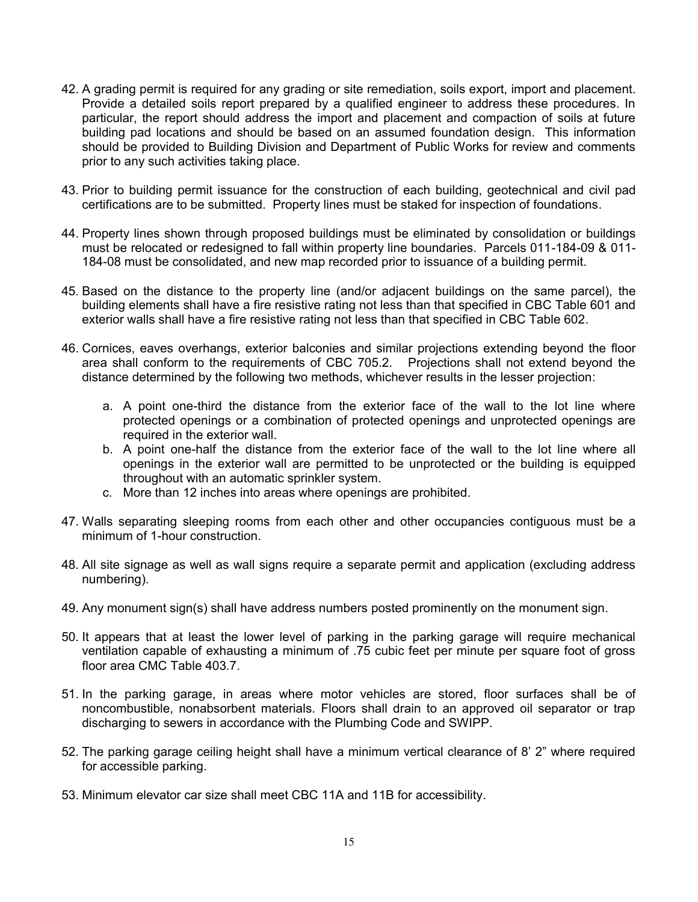42. A grading permit is required for any grading or site remediation, soils export, import and placement. Provide a detailed soils report prepared by a qualified engineer to address these procedures. In particular, the report should address the import and placement and compaction of soils at future building pad locations and should be based on an assumed foundation design. This information should be provided to Building Division and Department of Public Works for review and comments prior to any such activities taking place.

43. Prior to building permit issuance for the construction of each building, geotechnical and civil pad certifications are to be submitted. Property lines must be staked for inspection of foundations.

44. Property lines shown through proposed buildings must be eliminated by consolidation or buildings must be relocated or redesigned to fall within property line boundaries. Parcels 011-184-09 & 011-184-08 must be consolidated, and new map recorded prior to issuance of a building permit.

45. Based on the distance to the property line (and/or adjacent buildings on the same parcel), the building elements shall have a fire resistive rating not less than that specified in CBC Table 601 and exterior walls shall have a fire resistive rating not less than that specified in CBC Table 602.

46. Cornices, eaves overhangs, exterior balconies and similar projections extending beyond the floor area shall conform to the requirements of CBC 705.2. Projections shall not extend beyond the distance determined by the following two methods, whichever results in the lesser projection:

    a. A point one-third the distance from the exterior face of the wall to the lot line where protected openings or a combination of protected openings and unprotected openings are required in the exterior wall.
    b. A point one-half the distance from the exterior face of the wall to the lot line where all openings in the exterior wall are permitted to be unprotected or the building is equipped throughout with an automatic sprinkler system.
    c. More than 12 inches into areas where openings are prohibited.

47. Walls separating sleeping rooms from each other and other occupancies contiguous must be a minimum of 1-hour construction.

48. All site signage as well as wall signs require a separate permit and application (excluding address numbering).

49. Any monument sign(s) shall have address numbers posted prominently on the monument sign.

50. It appears that at least the lower level of parking in the parking garage will require mechanical ventilation capable of exhausting a minimum of .75 cubic feet per minute per square foot of gross floor area CMC Table 403.7.

51. In the parking garage, in areas where motor vehicles are stored, floor surfaces shall be of noncombustible, nonabsorbent materials. Floors shall drain to an approved oil separator or trap discharging to sewers in accordance with the Plumbing Code and SWIPP.

52. The parking garage ceiling height shall have a minimum vertical clearance of 8' 2" where required for accessible parking.

53. Minimum elevator car size shall meet CBC 11A and 11B for accessibility.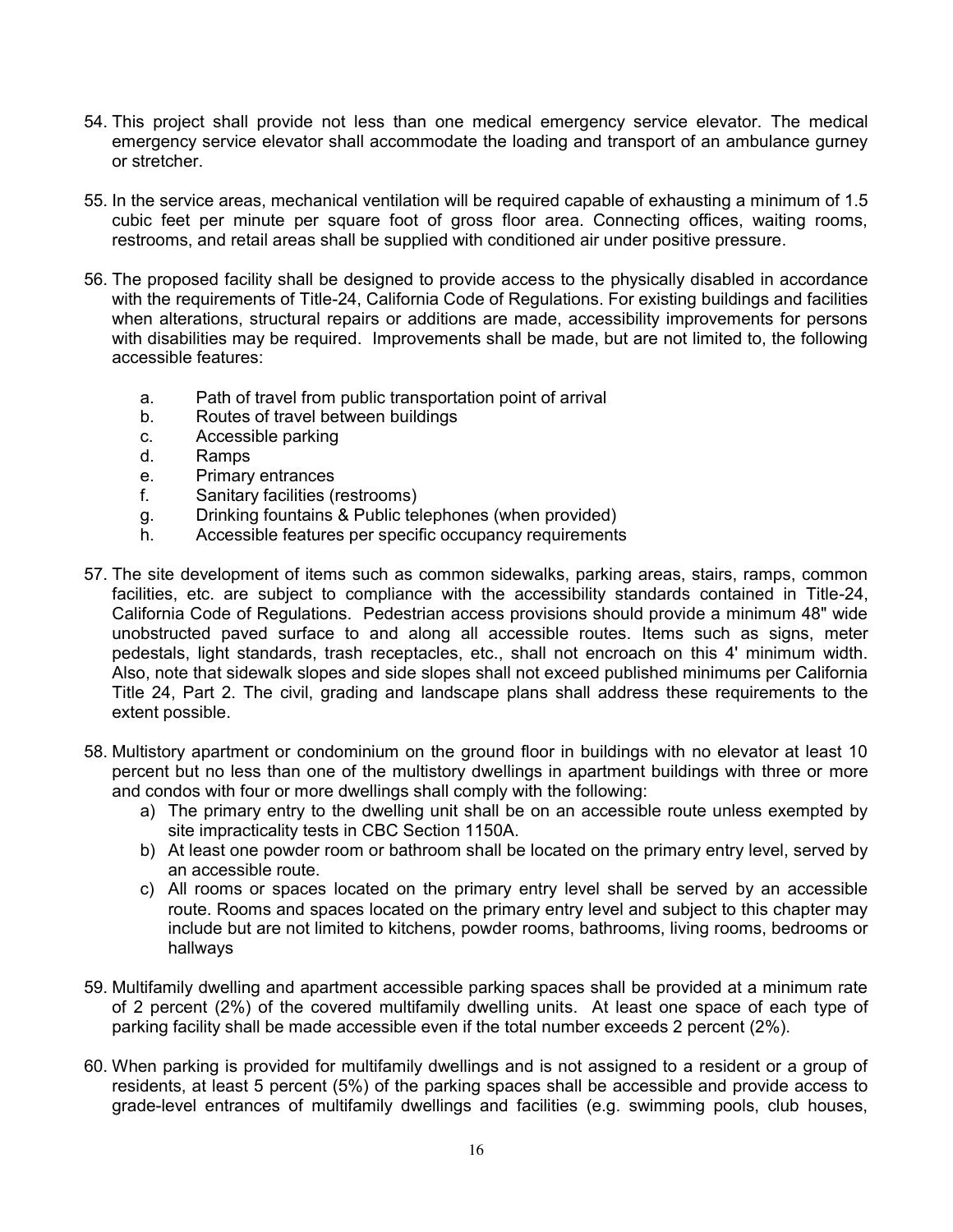54. This project shall provide not less than one medical emergency service elevator. The medical emergency service elevator shall accommodate the loading and transport of an ambulance gurney or stretcher.

55. In the service areas, mechanical ventilation will be required capable of exhausting a minimum of 1.5 cubic feet per minute per square foot of gross floor area. Connecting offices, waiting rooms, restrooms, and retail areas shall be supplied with conditioned air under positive pressure.

56. The proposed facility shall be designed to provide access to the physically disabled in accordance with the requirements of Title-24, California Code of Regulations. For existing buildings and facilities when alterations, structural repairs or additions are made, accessibility improvements for persons with disabilities may be required. Improvements shall be made, but are not limited to, the following accessible features:

    a. Path of travel from public transportation point of arrival
    b. Routes of travel between buildings
    c. Accessible parking
    d. Ramps
    e. Primary entrances
    f. Sanitary facilities (restrooms)
    g. Drinking fountains & Public telephones (when provided)
    h. Accessible features per specific occupancy requirements

57. The site development of items such as common sidewalks, parking areas, stairs, ramps, common facilities, etc. are subject to compliance with the accessibility standards contained in Title-24, California Code of Regulations. Pedestrian access provisions should provide a minimum 48" wide unobstructed paved surface to and along all accessible routes. Items such as signs, meter pedestals, light standards, trash receptacles, etc., shall not encroach on this 4' minimum width. Also, note that sidewalk slopes and side slopes shall not exceed published minimums per California Title 24, Part 2. The civil, grading and landscape plans shall address these requirements to the extent possible.

58. Multistory apartment or condominium on the ground floor in buildings with no elevator at least 10 percent but no less than one of the multistory dwellings in apartment buildings with three or more and condos with four or more dwellings shall comply with the following:
    a) The primary entry to the dwelling unit shall be on an accessible route unless exempted by site impracticality tests in CBC Section 1150A.
    b) At least one powder room or bathroom shall be located on the primary entry level, served by an accessible route.
    c) All rooms or spaces located on the primary entry level shall be served by an accessible route. Rooms and spaces located on the primary entry level and subject to this chapter may include but are not limited to kitchens, powder rooms, bathrooms, living rooms, bedrooms or hallways

59. Multifamily dwelling and apartment accessible parking spaces shall be provided at a minimum rate of 2 percent (2%) of the covered multifamily dwelling units. At least one space of each type of parking facility shall be made accessible even if the total number exceeds 2 percent (2%).

60. When parking is provided for multifamily dwellings and is not assigned to a resident or a group of residents, at least 5 percent (5%) of the parking spaces shall be accessible and provide access to grade-level entrances of multifamily dwellings and facilities (e.g. swimming pools, club houses,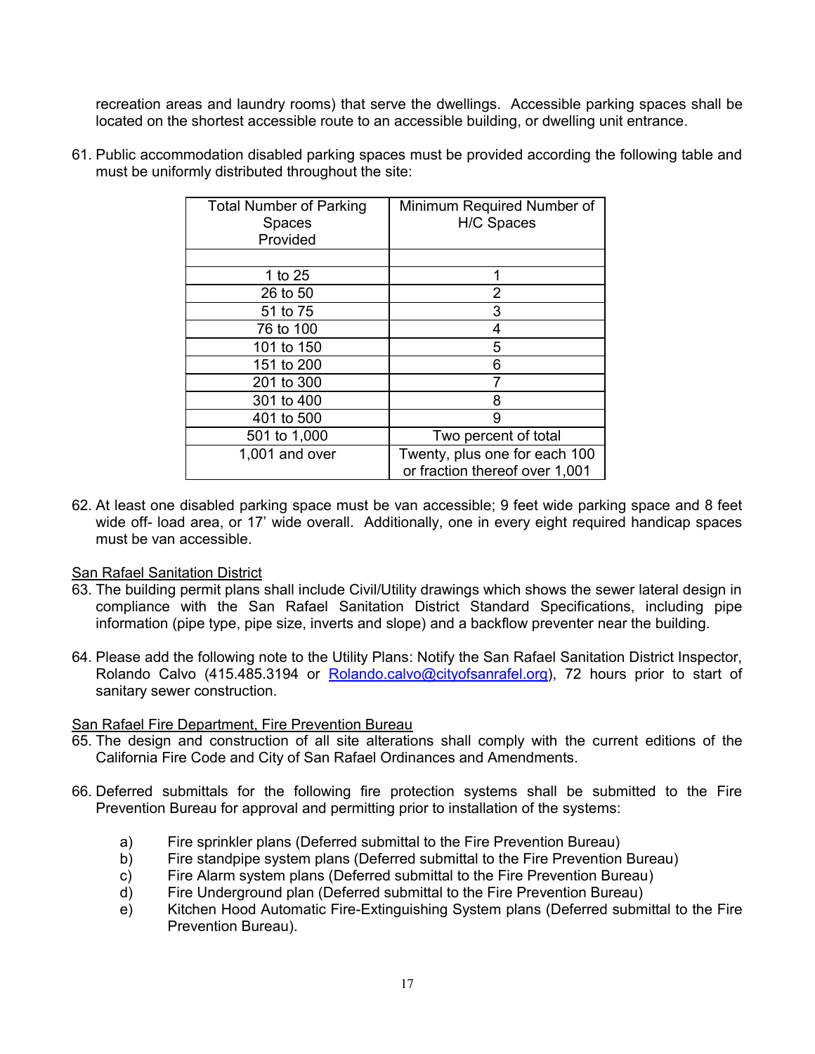recreation areas and laundry rooms) that serve the dwellings. Accessible parking spaces shall be located on the shortest accessible route to an accessible building, or dwelling unit entrance.

61. Public accommodation disabled parking spaces must be provided according the following table and must be uniformly distributed throughout the site:

| Total Number of Parking Spaces Provided | Minimum Required Number of H/C Spaces |
|---|---|
| | |
| 1 to 25 | 1 |
| 26 to 50 | 2 |
| 51 to 75 | 3 |
| 76 to 100 | 4 |
| 101 to 150 | 5 |
| 151 to 200 | 6 |
| 201 to 300 | 7 |
| 301 to 400 | 8 |
| 401 to 500 | 9 |
| 501 to 1,000 | Two percent of total |
| 1,001 and over | Twenty, plus one for each 100 or fraction thereof over 1,001 |

62. At least one disabled parking space must be van accessible; 9 feet wide parking space and 8 feet wide off- load area, or 17' wide overall. Additionally, one in every eight required handicap spaces must be van accessible.

<u>San Rafael Sanitation District</u>

63. The building permit plans shall include Civil/Utility drawings which shows the sewer lateral design in compliance with the San Rafael Sanitation District Standard Specifications, including pipe information (pipe type, pipe size, inverts and slope) and a backflow preventer near the building.

64. Please add the following note to the Utility Plans: Notify the San Rafael Sanitation District Inspector, Rolando Calvo (415.485.3194 or Rolando.calvo@cityofsanrafael.org), 72 hours prior to start of sanitary sewer construction.

<u>San Rafael Fire Department, Fire Prevention Bureau</u>

65. The design and construction of all site alterations shall comply with the current editions of the California Fire Code and City of San Rafael Ordinances and Amendments.

66. Deferred submittals for the following fire protection systems shall be submitted to the Fire Prevention Bureau for approval and permitting prior to installation of the systems:

    a) Fire sprinkler plans (Deferred submittal to the Fire Prevention Bureau)
    b) Fire standpipe system plans (Deferred submittal to the Fire Prevention Bureau)
    c) Fire Alarm system plans (Deferred submittal to the Fire Prevention Bureau)
    d) Fire Underground plan (Deferred submittal to the Fire Prevention Bureau)
    e) Kitchen Hood Automatic Fire-Extinguishing System plans (Deferred submittal to the Fire Prevention Bureau).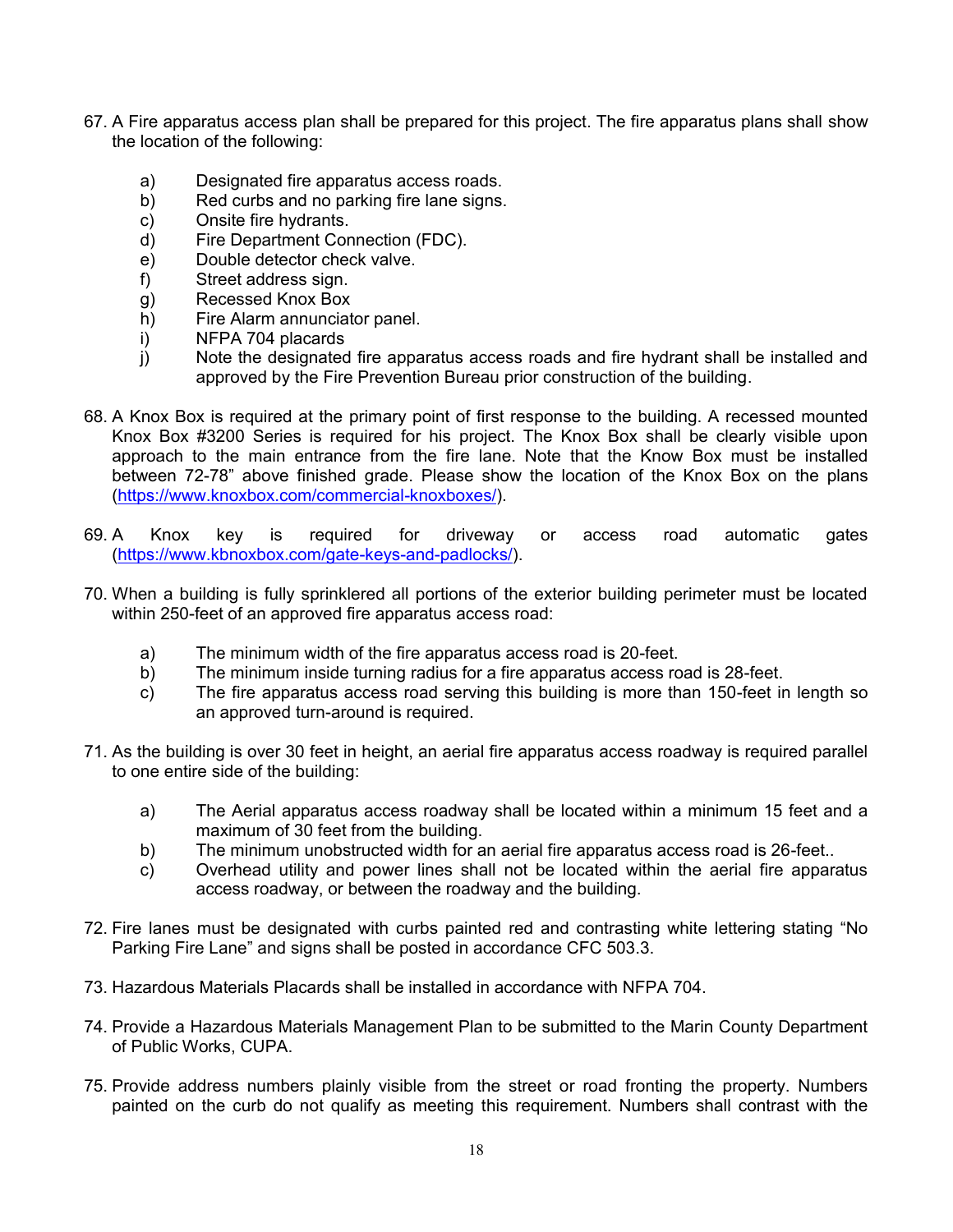67. A Fire apparatus access plan shall be prepared for this project. The fire apparatus plans shall show the location of the following:

    a) Designated fire apparatus access roads.
    b) Red curbs and no parking fire lane signs.
    c) Onsite fire hydrants.
    d) Fire Department Connection (FDC).
    e) Double detector check valve.
    f) Street address sign.
    g) Recessed Knox Box
    h) Fire Alarm annunciator panel.
    i) NFPA 704 placards
    j) Note the designated fire apparatus access roads and fire hydrant shall be installed and approved by the Fire Prevention Bureau prior construction of the building.

68. A Knox Box is required at the primary point of first response to the building. A recessed mounted Knox Box #3200 Series is required for his project. The Knox Box shall be clearly visible upon approach to the main entrance from the fire lane. Note that the Know Box must be installed between 72-78" above finished grade. Please show the location of the Knox Box on the plans ([https://www.knoxbox.com/commercial-knoxboxes/](https://www.knoxbox.com/commercial-knoxboxes/)).

69. A Knox key is required for driveway or access road automatic gates ([https://www.kbnoxbox.com/gate-keys-and-padlocks/](https://www.kbnoxbox.com/gate-keys-and-padlocks/)).

70. When a building is fully sprinklered all portions of the exterior building perimeter must be located within 250-feet of an approved fire apparatus access road:

    a) The minimum width of the fire apparatus access road is 20-feet.
    b) The minimum inside turning radius for a fire apparatus access road is 28-feet.
    c) The fire apparatus access road serving this building is more than 150-feet in length so an approved turn-around is required.

71. As the building is over 30 feet in height, an aerial fire apparatus access roadway is required parallel to one entire side of the building:

    a) The Aerial apparatus access roadway shall be located within a minimum 15 feet and a maximum of 30 feet from the building.
    b) The minimum unobstructed width for an aerial fire apparatus access road is 26-feet..
    c) Overhead utility and power lines shall not be located within the aerial fire apparatus access roadway, or between the roadway and the building.

72. Fire lanes must be designated with curbs painted red and contrasting white lettering stating "No Parking Fire Lane" and signs shall be posted in accordance CFC 503.3.

73. Hazardous Materials Placards shall be installed in accordance with NFPA 704.

74. Provide a Hazardous Materials Management Plan to be submitted to the Marin County Department of Public Works, CUPA.

75. Provide address numbers plainly visible from the street or road fronting the property. Numbers painted on the curb do not qualify as meeting this requirement. Numbers shall contrast with the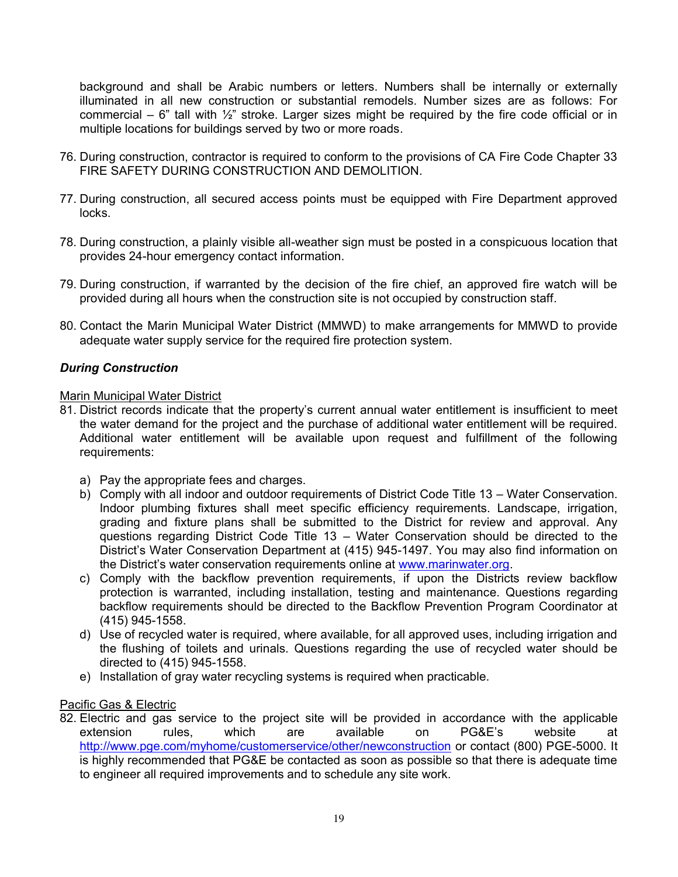background and shall be Arabic numbers or letters. Numbers shall be internally or externally illuminated in all new construction or substantial remodels. Number sizes are as follows: For commercial – 6" tall with ½" stroke. Larger sizes might be required by the fire code official or in multiple locations for buildings served by two or more roads.

76. During construction, contractor is required to conform to the provisions of CA Fire Code Chapter 33 FIRE SAFETY DURING CONSTRUCTION AND DEMOLITION.

77. During construction, all secured access points must be equipped with Fire Department approved locks.

78. During construction, a plainly visible all-weather sign must be posted in a conspicuous location that provides 24-hour emergency contact information.

79. During construction, if warranted by the decision of the fire chief, an approved fire watch will be provided during all hours when the construction site is not occupied by construction staff.

80. Contact the Marin Municipal Water District (MMWD) to make arrangements for MMWD to provide adequate water supply service for the required fire protection system.

***During Construction***

Marin Municipal Water District

81. District records indicate that the property's current annual water entitlement is insufficient to meet the water demand for the project and the purchase of additional water entitlement will be required. Additional water entitlement will be available upon request and fulfillment of the following requirements:

    a) Pay the appropriate fees and charges.
    b) Comply with all indoor and outdoor requirements of District Code Title 13 – Water Conservation. Indoor plumbing fixtures shall meet specific efficiency requirements. Landscape, irrigation, grading and fixture plans shall be submitted to the District for review and approval. Any questions regarding District Code Title 13 – Water Conservation should be directed to the District's Water Conservation Department at (415) 945-1497. You may also find information on the District's water conservation requirements online at www.marinwater.org.
    c) Comply with the backflow prevention requirements, if upon the Districts review backflow protection is warranted, including installation, testing and maintenance. Questions regarding backflow requirements should be directed to the Backflow Prevention Program Coordinator at (415) 945-1558.
    d) Use of recycled water is required, where available, for all approved uses, including irrigation and the flushing of toilets and urinals. Questions regarding the use of recycled water should be directed to (415) 945-1558.
    e) Installation of gray water recycling systems is required when practicable.

Pacific Gas & Electric

82. Electric and gas service to the project site will be provided in accordance with the applicable extension rules, which are available on PG&E's website at http://www.pge.com/myhome/customerservice/other/newconstruction or contact (800) PGE-5000. It is highly recommended that PG&E be contacted as soon as possible so that there is adequate time to engineer all required improvements and to schedule any site work.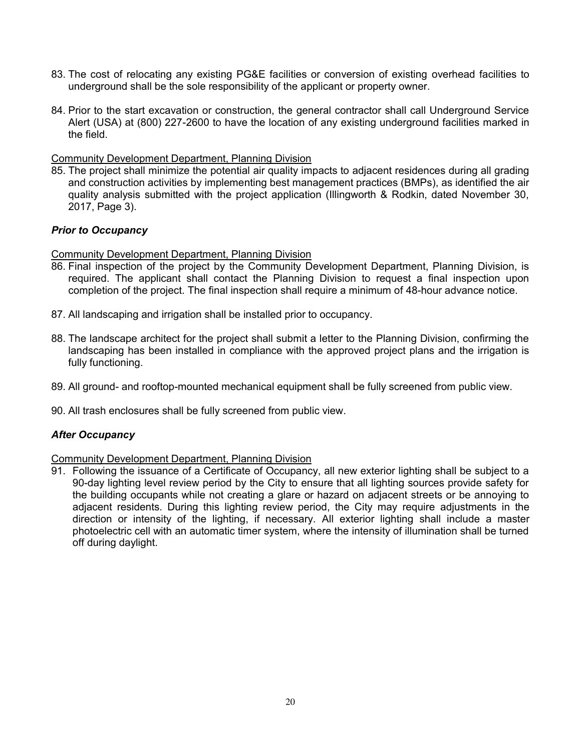83. The cost of relocating any existing PG&E facilities or conversion of existing overhead facilities to underground shall be the sole responsibility of the applicant or property owner.

84. Prior to the start excavation or construction, the general contractor shall call Underground Service Alert (USA) at (800) 227-2600 to have the location of any existing underground facilities marked in the field.

Community Development Department, Planning Division

85. The project shall minimize the potential air quality impacts to adjacent residences during all grading and construction activities by implementing best management practices (BMPs), as identified the air quality analysis submitted with the project application (Illingworth & Rodkin, dated November 30, 2017, Page 3).

***Prior to Occupancy***

Community Development Department, Planning Division

86. Final inspection of the project by the Community Development Department, Planning Division, is required. The applicant shall contact the Planning Division to request a final inspection upon completion of the project. The final inspection shall require a minimum of 48-hour advance notice.

87. All landscaping and irrigation shall be installed prior to occupancy.

88. The landscape architect for the project shall submit a letter to the Planning Division, confirming the landscaping has been installed in compliance with the approved project plans and the irrigation is fully functioning.

89. All ground- and rooftop-mounted mechanical equipment shall be fully screened from public view.

90. All trash enclosures shall be fully screened from public view.

***After Occupancy***

Community Development Department, Planning Division

91. Following the issuance of a Certificate of Occupancy, all new exterior lighting shall be subject to a 90-day lighting level review period by the City to ensure that all lighting sources provide safety for the building occupants while not creating a glare or hazard on adjacent streets or be annoying to adjacent residents. During this lighting review period, the City may require adjustments in the direction or intensity of the lighting, if necessary. All exterior lighting shall include a master photoelectric cell with an automatic timer system, where the intensity of illumination shall be turned off during daylight.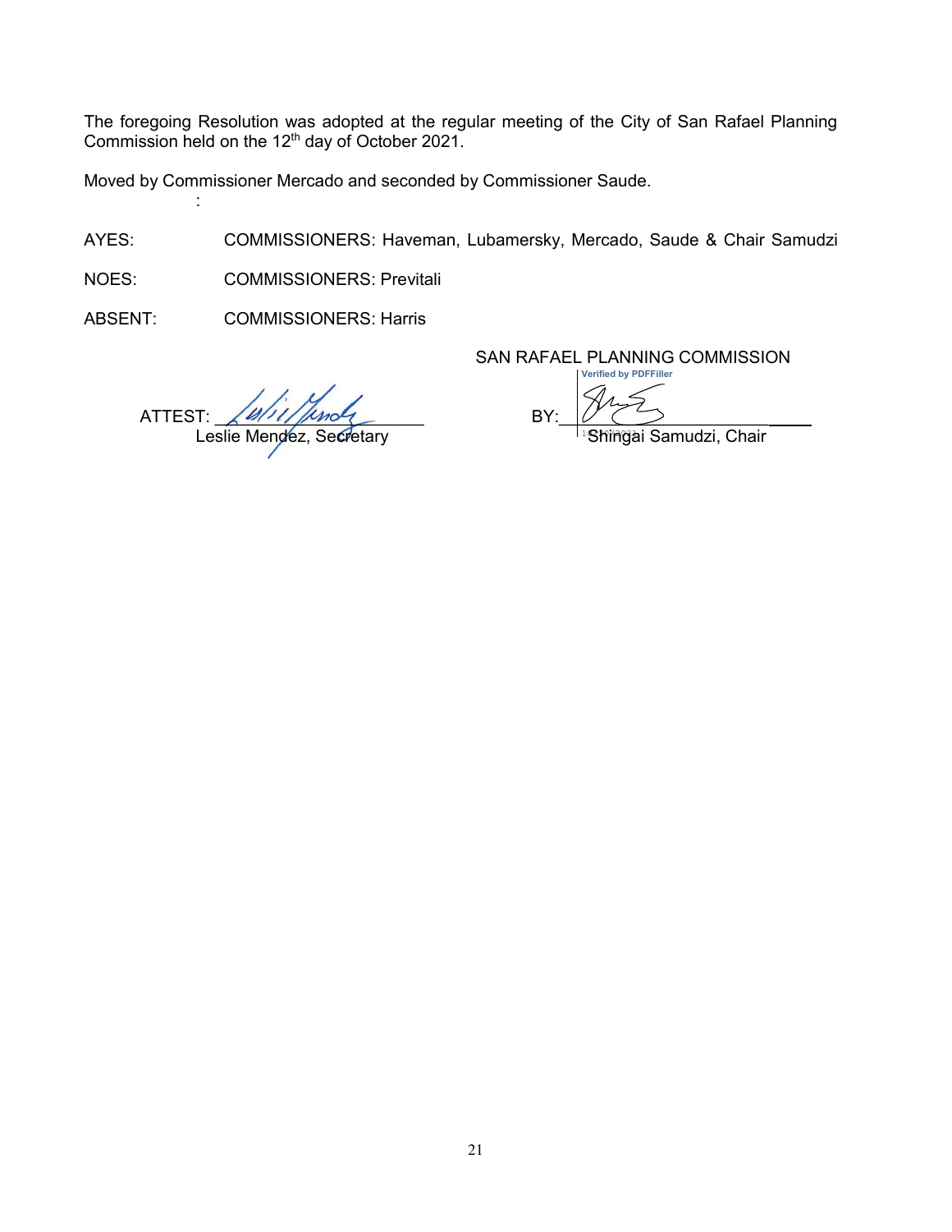The foregoing Resolution was adopted at the regular meeting of the City of San Rafael Planning Commission held on the 12th day of October 2021.

Moved by Commissioner Mercado and seconded by Commissioner Saude.

:

AYES: COMMISSIONERS: Haveman, Lubamersky, Mercado, Saude & Chair Samudzi

NOES: COMMISSIONERS: Previtali

ABSENT: COMMISSIONERS: Harris

SAN RAFAEL PLANNING COMMISSION

ATTEST: ______________________
Leslie Mendez, Secretary

BY: ______________________
Shingai Samudzi, Chair